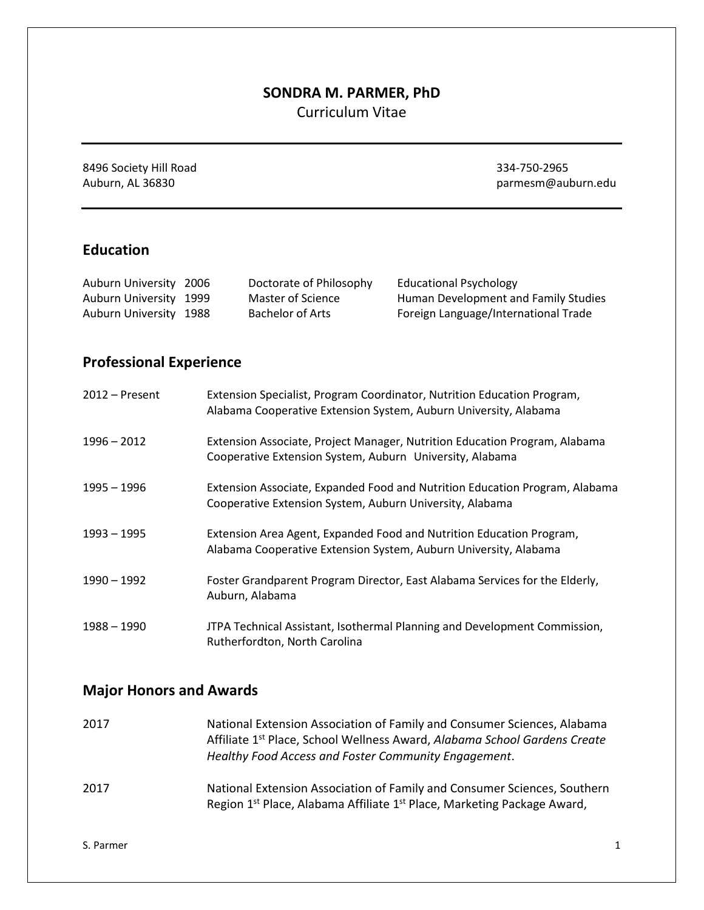# SONDRA M. PARMER, PhD

Curriculum Vitae

---

8496 Society Hill Road
Auburn, AL 36830

334-750-2965
parmesm@auburn.edu

---

## Education

| | | | |
|---|---|---|---|
| Auburn University | 2006 | Doctorate of Philosophy | Educational Psychology |
| Auburn University | 1999 | Master of Science | Human Development and Family Studies |
| Auburn University | 1988 | Bachelor of Arts | Foreign Language/International Trade |

## Professional Experience

2012 – Present
Extension Specialist, Program Coordinator, Nutrition Education Program, Alabama Cooperative Extension System, Auburn University, Alabama

1996 – 2012
Extension Associate, Project Manager, Nutrition Education Program, Alabama Cooperative Extension System, Auburn University, Alabama

1995 – 1996
Extension Associate, Expanded Food and Nutrition Education Program, Alabama Cooperative Extension System, Auburn University, Alabama

1993 – 1995
Extension Area Agent, Expanded Food and Nutrition Education Program, Alabama Cooperative Extension System, Auburn University, Alabama

1990 – 1992
Foster Grandparent Program Director, East Alabama Services for the Elderly, Auburn, Alabama

1988 – 1990
JTPA Technical Assistant, Isothermal Planning and Development Commission, Rutherfordton, North Carolina

## Major Honors and Awards

2017
National Extension Association of Family and Consumer Sciences, Alabama Affiliate 1st Place, School Wellness Award, *Alabama School Gardens Create Healthy Food Access and Foster Community Engagement*.

2017
National Extension Association of Family and Consumer Sciences, Southern Region 1st Place, Alabama Affiliate 1st Place, Marketing Package Award,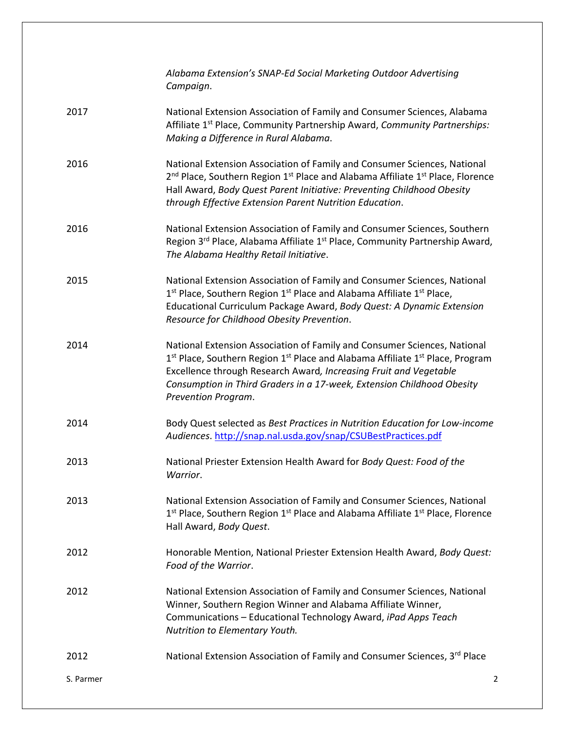*Alabama Extension's SNAP-Ed Social Marketing Outdoor Advertising Campaign*.

2017 National Extension Association of Family and Consumer Sciences, Alabama Affiliate 1st Place, Community Partnership Award, *Community Partnerships: Making a Difference in Rural Alabama*.

2016 National Extension Association of Family and Consumer Sciences, National 2nd Place, Southern Region 1st Place and Alabama Affiliate 1st Place, Florence Hall Award, *Body Quest Parent Initiative: Preventing Childhood Obesity through Effective Extension Parent Nutrition Education*.

2016 National Extension Association of Family and Consumer Sciences, Southern Region 3rd Place, Alabama Affiliate 1st Place, Community Partnership Award, *The Alabama Healthy Retail Initiative*.

2015 National Extension Association of Family and Consumer Sciences, National 1st Place, Southern Region 1st Place and Alabama Affiliate 1st Place, Educational Curriculum Package Award, *Body Quest: A Dynamic Extension Resource for Childhood Obesity Prevention*.

2014 National Extension Association of Family and Consumer Sciences, National 1st Place, Southern Region 1st Place and Alabama Affiliate 1st Place, Program Excellence through Research Award*, Increasing Fruit and Vegetable Consumption in Third Graders in a 17-week, Extension Childhood Obesity Prevention Program*.

2014 Body Quest selected as *Best Practices in Nutrition Education for Low-income Audiences*. http://snap.nal.usda.gov/snap/CSUBestPractices.pdf

2013 National Priester Extension Health Award for *Body Quest: Food of the Warrior*.

2013 National Extension Association of Family and Consumer Sciences, National 1st Place, Southern Region 1st Place and Alabama Affiliate 1st Place, Florence Hall Award, *Body Quest*.

2012 Honorable Mention, National Priester Extension Health Award, *Body Quest: Food of the Warrior*.

2012 National Extension Association of Family and Consumer Sciences, National Winner, Southern Region Winner and Alabama Affiliate Winner, Communications – Educational Technology Award, *iPad Apps Teach Nutrition to Elementary Youth.*

2012 National Extension Association of Family and Consumer Sciences, 3rd Place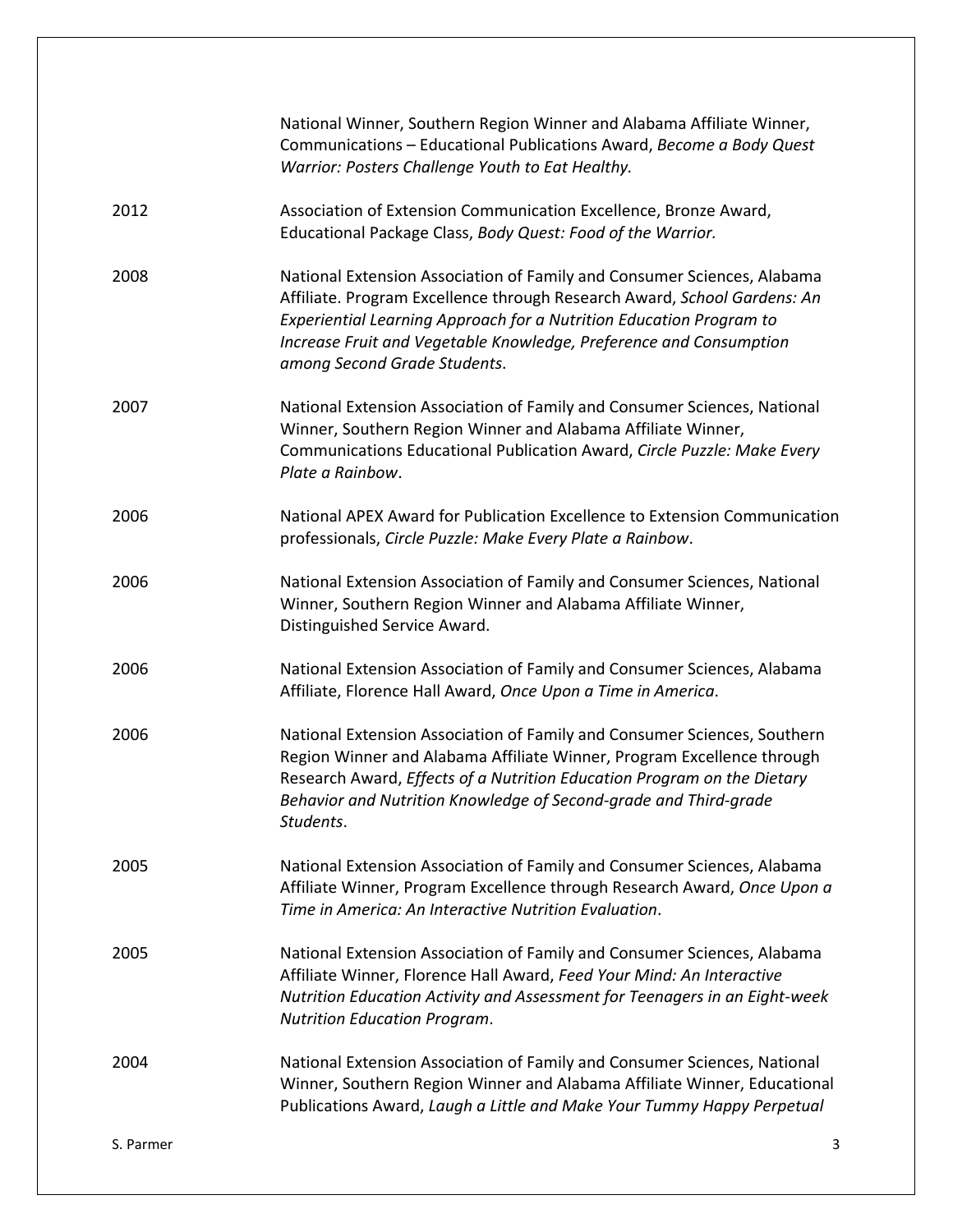National Winner, Southern Region Winner and Alabama Affiliate Winner, Communications – Educational Publications Award, *Become a Body Quest Warrior: Posters Challenge Youth to Eat Healthy.*

| | |
|---|---|
| 2012 | Association of Extension Communication Excellence, Bronze Award, Educational Package Class, *Body Quest: Food of the Warrior.* |
| 2008 | National Extension Association of Family and Consumer Sciences, Alabama Affiliate. Program Excellence through Research Award, *School Gardens: An Experiential Learning Approach for a Nutrition Education Program to Increase Fruit and Vegetable Knowledge, Preference and Consumption among Second Grade Students*. |
| 2007 | National Extension Association of Family and Consumer Sciences, National Winner, Southern Region Winner and Alabama Affiliate Winner, Communications Educational Publication Award, *Circle Puzzle: Make Every Plate a Rainbow*. |
| 2006 | National APEX Award for Publication Excellence to Extension Communication professionals, *Circle Puzzle: Make Every Plate a Rainbow*. |
| 2006 | National Extension Association of Family and Consumer Sciences, National Winner, Southern Region Winner and Alabama Affiliate Winner, Distinguished Service Award. |
| 2006 | National Extension Association of Family and Consumer Sciences, Alabama Affiliate, Florence Hall Award, *Once Upon a Time in America*. |
| 2006 | National Extension Association of Family and Consumer Sciences, Southern Region Winner and Alabama Affiliate Winner, Program Excellence through Research Award, *Effects of a Nutrition Education Program on the Dietary Behavior and Nutrition Knowledge of Second-grade and Third-grade Students*. |
| 2005 | National Extension Association of Family and Consumer Sciences, Alabama Affiliate Winner, Program Excellence through Research Award, *Once Upon a Time in America: An Interactive Nutrition Evaluation*. |
| 2005 | National Extension Association of Family and Consumer Sciences, Alabama Affiliate Winner, Florence Hall Award, *Feed Your Mind: An Interactive Nutrition Education Activity and Assessment for Teenagers in an Eight-week Nutrition Education Program*. |
| 2004 | National Extension Association of Family and Consumer Sciences, National Winner, Southern Region Winner and Alabama Affiliate Winner, Educational Publications Award, *Laugh a Little and Make Your Tummy Happy Perpetual* |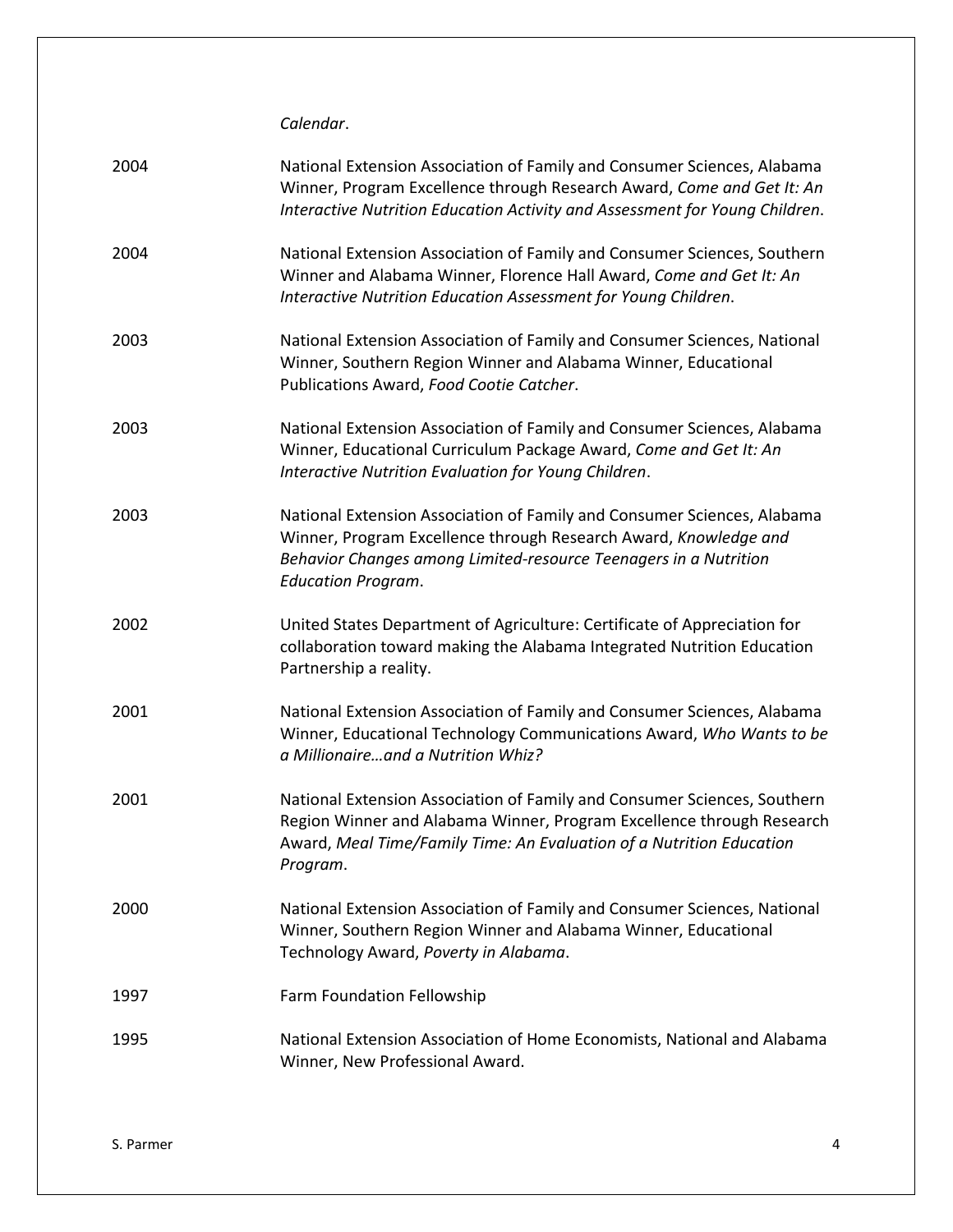*Calendar*.

| | |
|---|---|
| 2004 | National Extension Association of Family and Consumer Sciences, Alabama Winner, Program Excellence through Research Award, *Come and Get It: An Interactive Nutrition Education Activity and Assessment for Young Children*. |
| 2004 | National Extension Association of Family and Consumer Sciences, Southern Winner and Alabama Winner, Florence Hall Award, *Come and Get It: An Interactive Nutrition Education Assessment for Young Children*. |
| 2003 | National Extension Association of Family and Consumer Sciences, National Winner, Southern Region Winner and Alabama Winner, Educational Publications Award, *Food Cootie Catcher*. |
| 2003 | National Extension Association of Family and Consumer Sciences, Alabama Winner, Educational Curriculum Package Award, *Come and Get It: An Interactive Nutrition Evaluation for Young Children*. |
| 2003 | National Extension Association of Family and Consumer Sciences, Alabama Winner, Program Excellence through Research Award, *Knowledge and Behavior Changes among Limited-resource Teenagers in a Nutrition Education Program*. |
| 2002 | United States Department of Agriculture: Certificate of Appreciation for collaboration toward making the Alabama Integrated Nutrition Education Partnership a reality. |
| 2001 | National Extension Association of Family and Consumer Sciences, Alabama Winner, Educational Technology Communications Award, *Who Wants to be a Millionaire…and a Nutrition Whiz?* |
| 2001 | National Extension Association of Family and Consumer Sciences, Southern Region Winner and Alabama Winner, Program Excellence through Research Award, *Meal Time/Family Time: An Evaluation of a Nutrition Education Program*. |
| 2000 | National Extension Association of Family and Consumer Sciences, National Winner, Southern Region Winner and Alabama Winner, Educational Technology Award, *Poverty in Alabama*. |
| 1997 | Farm Foundation Fellowship |
| 1995 | National Extension Association of Home Economists, National and Alabama Winner, New Professional Award. |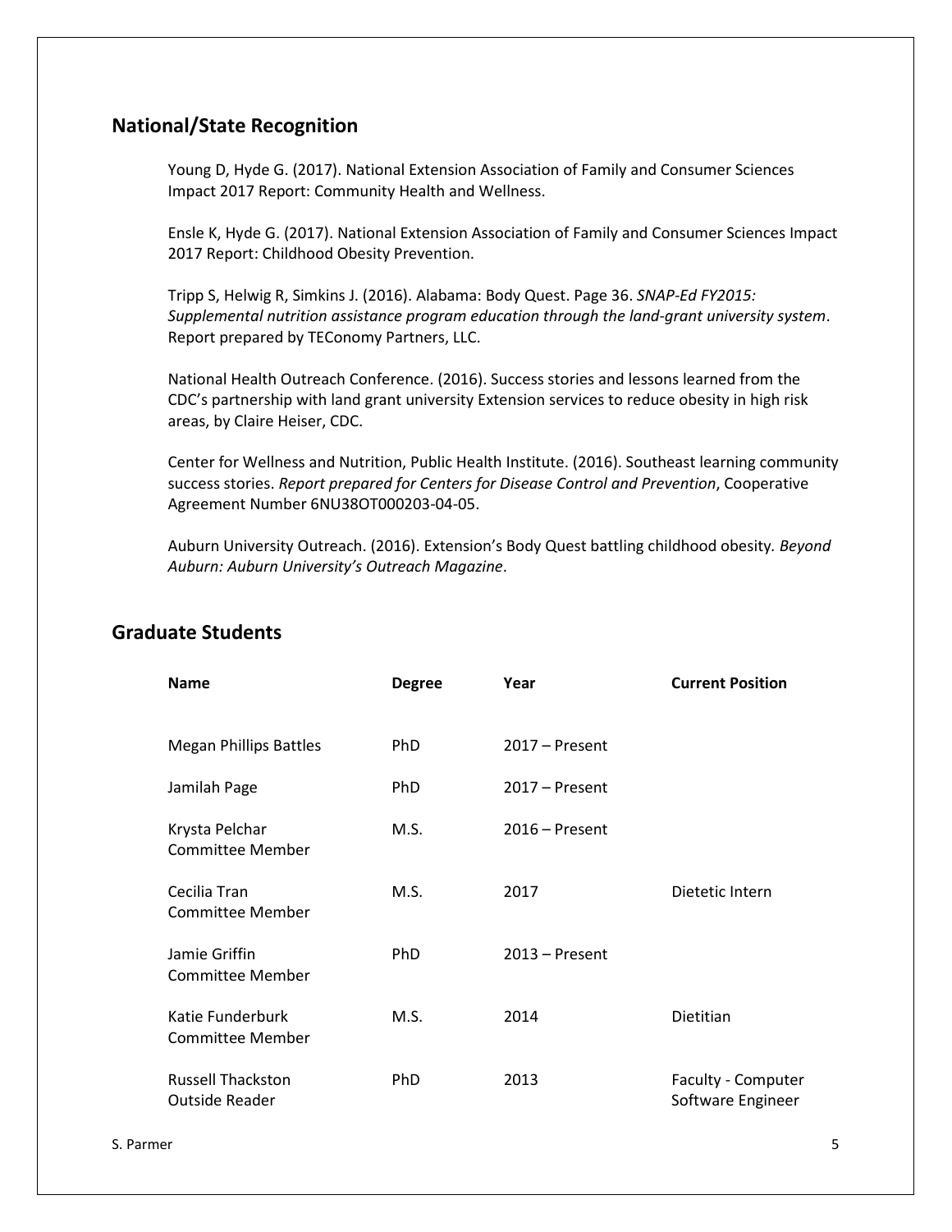## National/State Recognition

Young D, Hyde G. (2017). National Extension Association of Family and Consumer Sciences Impact 2017 Report: Community Health and Wellness.

Ensle K, Hyde G. (2017). National Extension Association of Family and Consumer Sciences Impact 2017 Report: Childhood Obesity Prevention.

Tripp S, Helwig R, Simkins J. (2016). Alabama: Body Quest. Page 36. *SNAP-Ed FY2015: Supplemental nutrition assistance program education through the land-grant university system*. Report prepared by TEConomy Partners, LLC.

National Health Outreach Conference. (2016). Success stories and lessons learned from the CDC's partnership with land grant university Extension services to reduce obesity in high risk areas, by Claire Heiser, CDC.

Center for Wellness and Nutrition, Public Health Institute. (2016). Southeast learning community success stories. *Report prepared for Centers for Disease Control and Prevention*, Cooperative Agreement Number 6NU38OT000203-04-05.

Auburn University Outreach. (2016). Extension's Body Quest battling childhood obesity. *Beyond Auburn: Auburn University's Outreach Magazine*.

## Graduate Students

| Name | Degree | Year | Current Position |
|---|---|---|---|
| Megan Phillips Battles | PhD | 2017 – Present | |
| Jamilah Page | PhD | 2017 – Present | |
| Krysta Pelchar<br>Committee Member | M.S. | 2016 – Present | |
| Cecilia Tran<br>Committee Member | M.S. | 2017 | Dietetic Intern |
| Jamie Griffin<br>Committee Member | PhD | 2013 – Present | |
| Katie Funderburk<br>Committee Member | M.S. | 2014 | Dietitian |
| Russell Thackston<br>Outside Reader | PhD | 2013 | Faculty - Computer Software Engineer |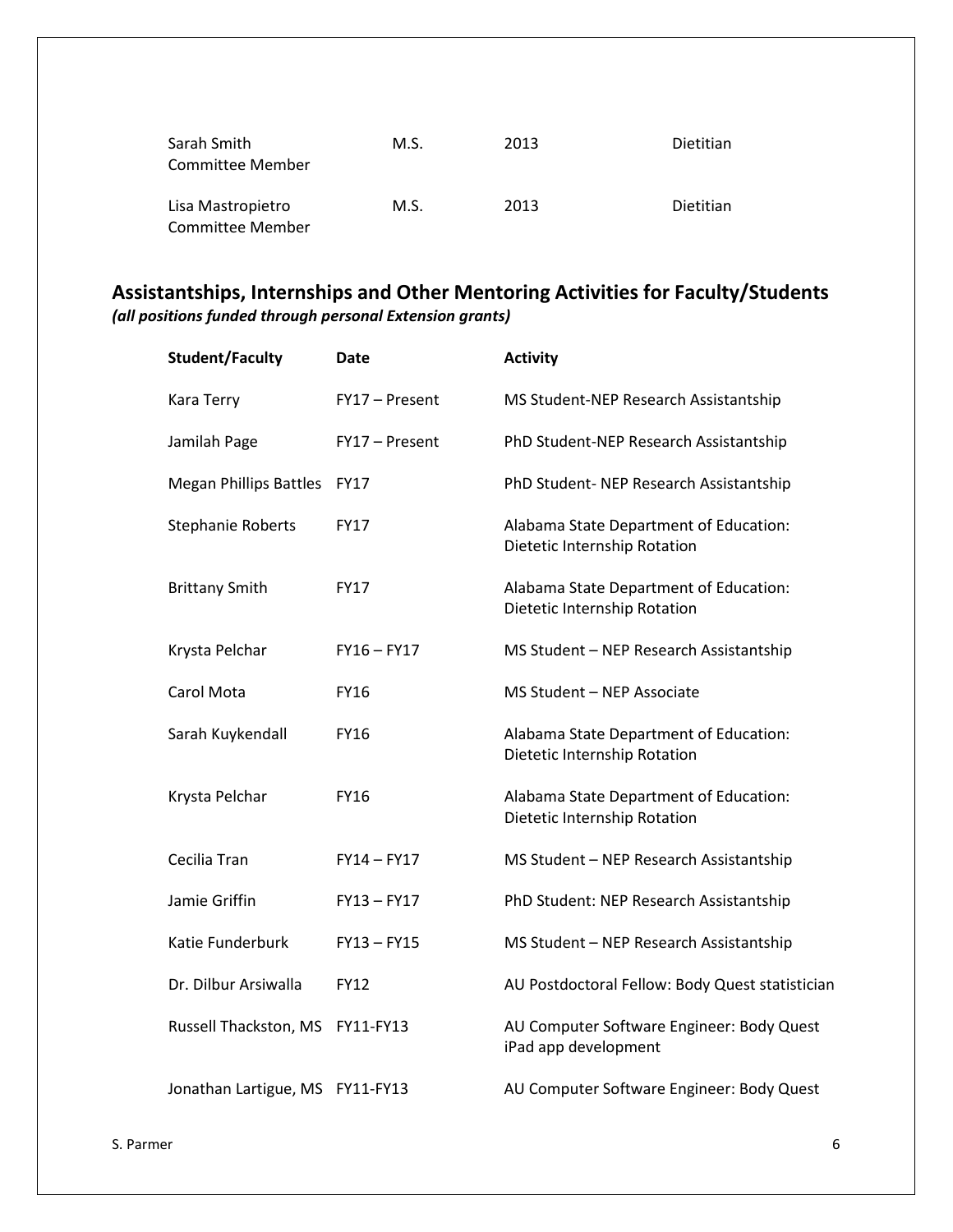| | | | |
|---|---|---|---|
| Sarah Smith<br>Committee Member | M.S. | 2013 | Dietitian |
| Lisa Mastropietro<br>Committee Member | M.S. | 2013 | Dietitian |

## Assistantships, Internships and Other Mentoring Activities for Faculty/Students

***(all positions funded through personal Extension grants)***

| Student/Faculty | Date | Activity |
|---|---|---|
| Kara Terry | FY17 – Present | MS Student-NEP Research Assistantship |
| Jamilah Page | FY17 – Present | PhD Student-NEP Research Assistantship |
| Megan Phillips Battles | FY17 | PhD Student- NEP Research Assistantship |
| Stephanie Roberts | FY17 | Alabama State Department of Education: Dietetic Internship Rotation |
| Brittany Smith | FY17 | Alabama State Department of Education: Dietetic Internship Rotation |
| Krysta Pelchar | FY16 – FY17 | MS Student – NEP Research Assistantship |
| Carol Mota | FY16 | MS Student – NEP Associate |
| Sarah Kuykendall | FY16 | Alabama State Department of Education: Dietetic Internship Rotation |
| Krysta Pelchar | FY16 | Alabama State Department of Education: Dietetic Internship Rotation |
| Cecilia Tran | FY14 – FY17 | MS Student – NEP Research Assistantship |
| Jamie Griffin | FY13 – FY17 | PhD Student: NEP Research Assistantship |
| Katie Funderburk | FY13 – FY15 | MS Student – NEP Research Assistantship |
| Dr. Dilbur Arsiwalla | FY12 | AU Postdoctoral Fellow: Body Quest statistician |
| Russell Thackston, MS | FY11-FY13 | AU Computer Software Engineer: Body Quest iPad app development |
| Jonathan Lartigue, MS | FY11-FY13 | AU Computer Software Engineer: Body Quest |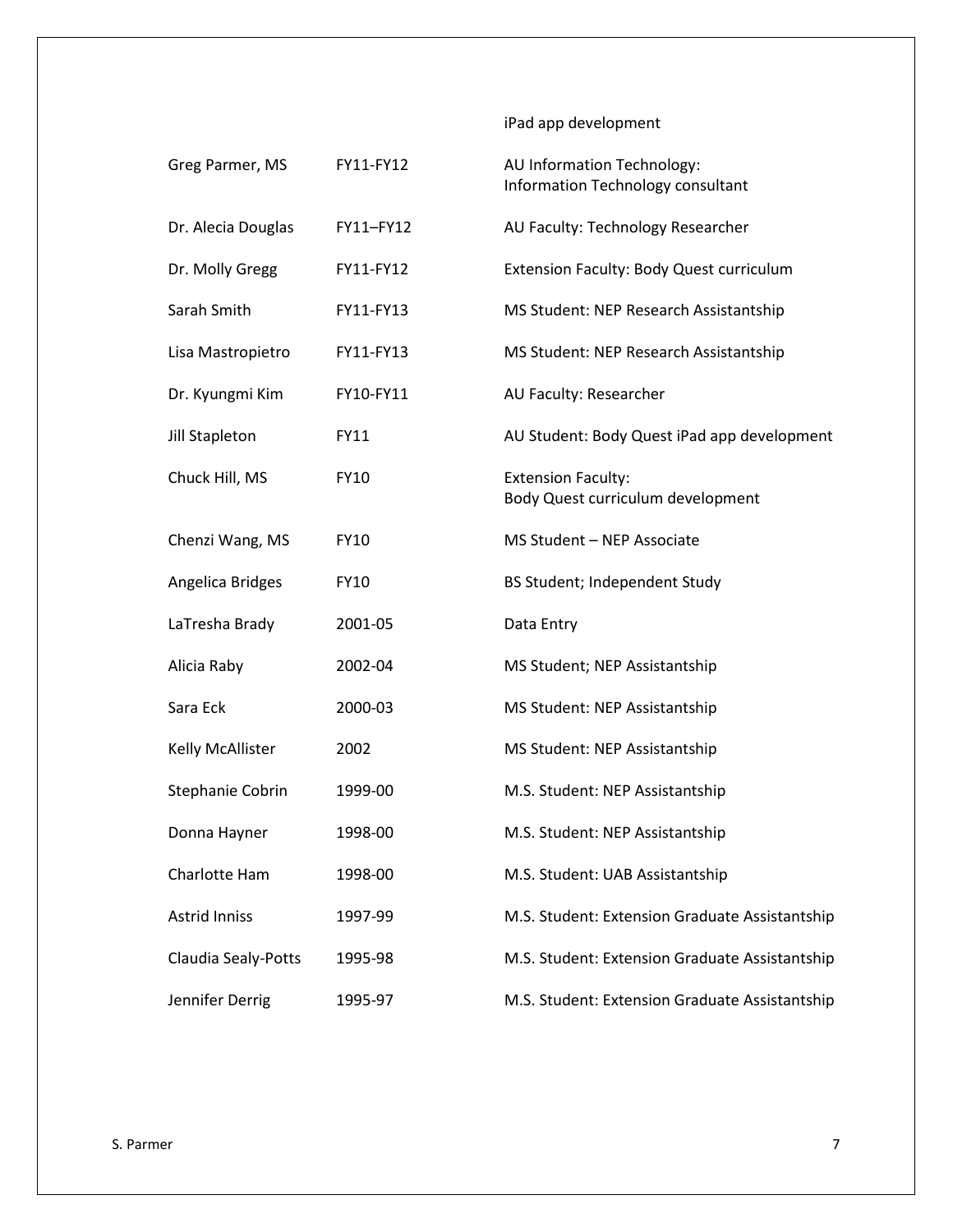| | | |
|---|---|---|
| | | iPad app development |
| Greg Parmer, MS | FY11-FY12 | AU Information Technology: Information Technology consultant |
| Dr. Alecia Douglas | FY11–FY12 | AU Faculty: Technology Researcher |
| Dr. Molly Gregg | FY11-FY12 | Extension Faculty: Body Quest curriculum |
| Sarah Smith | FY11-FY13 | MS Student: NEP Research Assistantship |
| Lisa Mastropietro | FY11-FY13 | MS Student: NEP Research Assistantship |
| Dr. Kyungmi Kim | FY10-FY11 | AU Faculty: Researcher |
| Jill Stapleton | FY11 | AU Student: Body Quest iPad app development |
| Chuck Hill, MS | FY10 | Extension Faculty: Body Quest curriculum development |
| Chenzi Wang, MS | FY10 | MS Student – NEP Associate |
| Angelica Bridges | FY10 | BS Student; Independent Study |
| LaTresha Brady | 2001-05 | Data Entry |
| Alicia Raby | 2002-04 | MS Student; NEP Assistantship |
| Sara Eck | 2000-03 | MS Student: NEP Assistantship |
| Kelly McAllister | 2002 | MS Student: NEP Assistantship |
| Stephanie Cobrin | 1999-00 | M.S. Student: NEP Assistantship |
| Donna Hayner | 1998-00 | M.S. Student: NEP Assistantship |
| Charlotte Ham | 1998-00 | M.S. Student: UAB Assistantship |
| Astrid Inniss | 1997-99 | M.S. Student: Extension Graduate Assistantship |
| Claudia Sealy-Potts | 1995-98 | M.S. Student: Extension Graduate Assistantship |
| Jennifer Derrig | 1995-97 | M.S. Student: Extension Graduate Assistantship |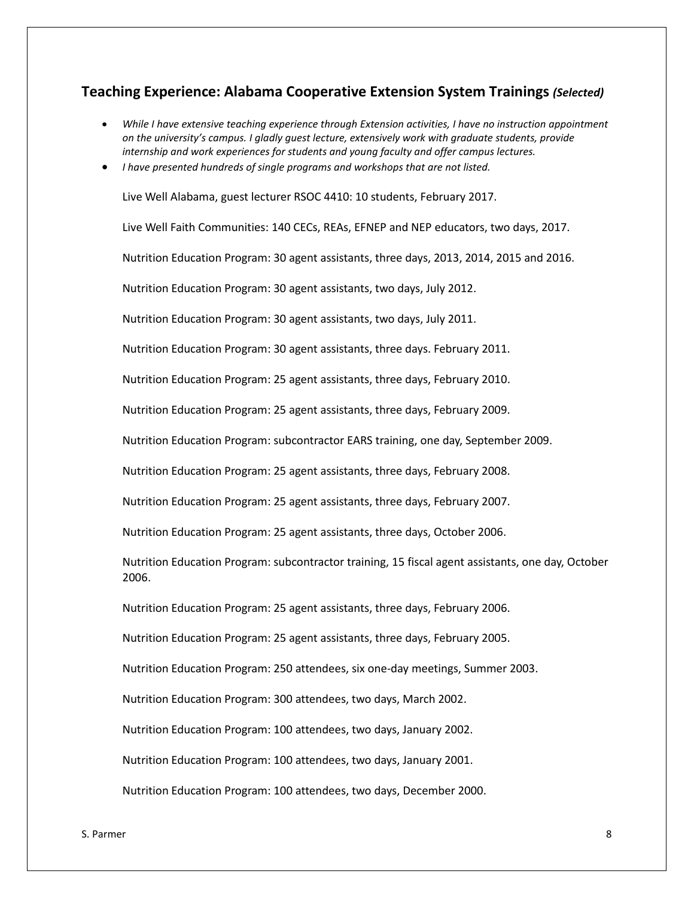## Teaching Experience: Alabama Cooperative Extension System Trainings *(Selected)*

- *While I have extensive teaching experience through Extension activities, I have no instruction appointment on the university's campus. I gladly guest lecture, extensively work with graduate students, provide internship and work experiences for students and young faculty and offer campus lectures.*
- *I have presented hundreds of single programs and workshops that are not listed.*

Live Well Alabama, guest lecturer RSOC 4410: 10 students, February 2017.

Live Well Faith Communities: 140 CECs, REAs, EFNEP and NEP educators, two days, 2017.

Nutrition Education Program: 30 agent assistants, three days, 2013, 2014, 2015 and 2016.

Nutrition Education Program: 30 agent assistants, two days, July 2012.

Nutrition Education Program: 30 agent assistants, two days, July 2011.

Nutrition Education Program: 30 agent assistants, three days. February 2011.

Nutrition Education Program: 25 agent assistants, three days, February 2010.

Nutrition Education Program: 25 agent assistants, three days, February 2009.

Nutrition Education Program: subcontractor EARS training, one day, September 2009.

Nutrition Education Program: 25 agent assistants, three days, February 2008.

Nutrition Education Program: 25 agent assistants, three days, February 2007.

Nutrition Education Program: 25 agent assistants, three days, October 2006.

Nutrition Education Program: subcontractor training, 15 fiscal agent assistants, one day, October 2006.

Nutrition Education Program: 25 agent assistants, three days, February 2006.

Nutrition Education Program: 25 agent assistants, three days, February 2005.

Nutrition Education Program: 250 attendees, six one-day meetings, Summer 2003.

Nutrition Education Program: 300 attendees, two days, March 2002.

Nutrition Education Program: 100 attendees, two days, January 2002.

Nutrition Education Program: 100 attendees, two days, January 2001.

Nutrition Education Program: 100 attendees, two days, December 2000.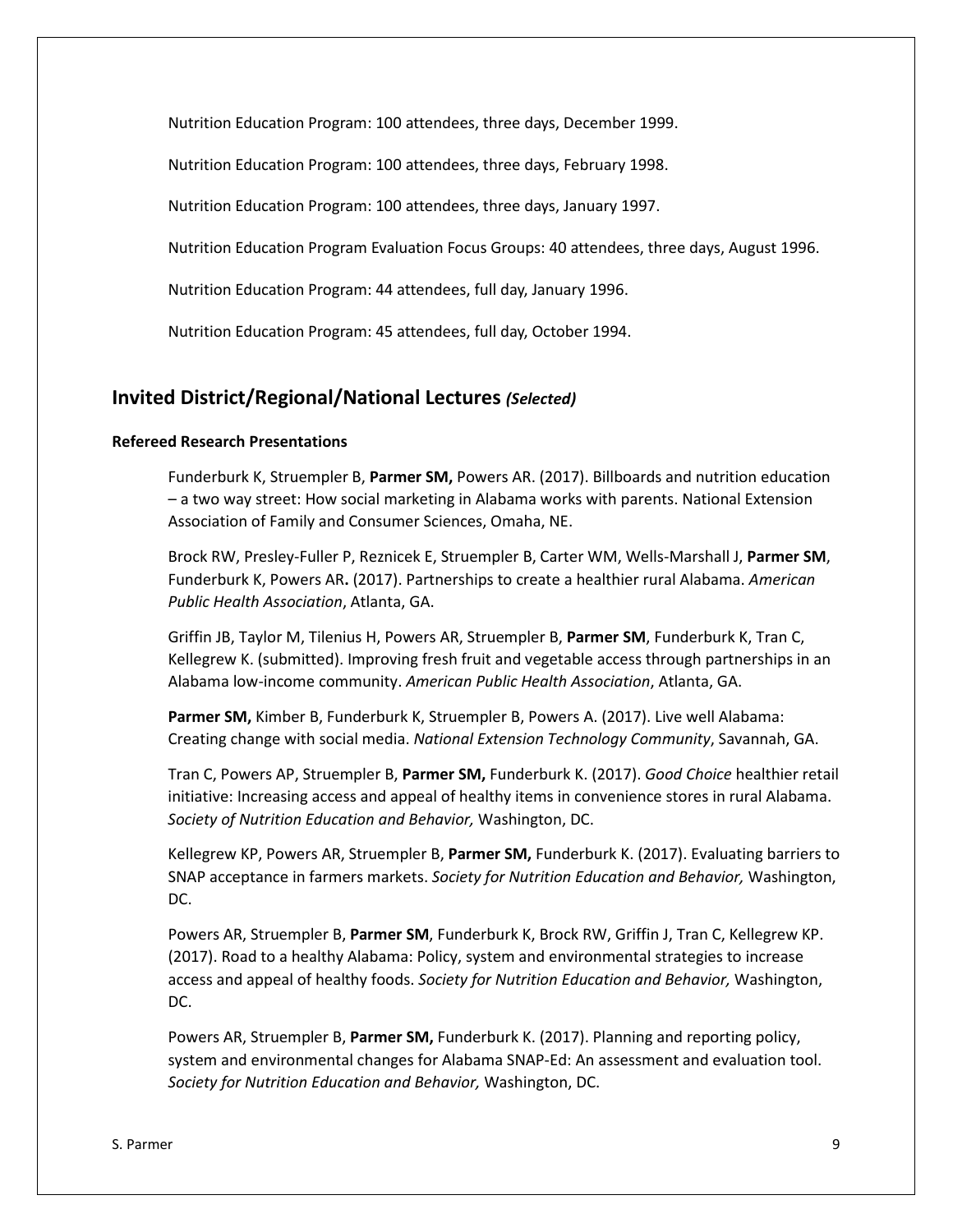Nutrition Education Program: 100 attendees, three days, December 1999.

Nutrition Education Program: 100 attendees, three days, February 1998.

Nutrition Education Program: 100 attendees, three days, January 1997.

Nutrition Education Program Evaluation Focus Groups: 40 attendees, three days, August 1996.

Nutrition Education Program: 44 attendees, full day, January 1996.

Nutrition Education Program: 45 attendees, full day, October 1994.

## Invited District/Regional/National Lectures *(Selected)*

#### Refereed Research Presentations

Funderburk K, Struempler B, **Parmer SM,** Powers AR. (2017). Billboards and nutrition education – a two way street: How social marketing in Alabama works with parents. National Extension Association of Family and Consumer Sciences, Omaha, NE.

Brock RW, Presley-Fuller P, Reznicek E, Struempler B, Carter WM, Wells-Marshall J, **Parmer SM**, Funderburk K, Powers AR**.** (2017). Partnerships to create a healthier rural Alabama. *American Public Health Association*, Atlanta, GA.

Griffin JB, Taylor M, Tilenius H, Powers AR, Struempler B, **Parmer SM**, Funderburk K, Tran C, Kellegrew K. (submitted). Improving fresh fruit and vegetable access through partnerships in an Alabama low-income community. *American Public Health Association*, Atlanta, GA.

**Parmer SM,** Kimber B, Funderburk K, Struempler B, Powers A. (2017). Live well Alabama: Creating change with social media. *National Extension Technology Community*, Savannah, GA.

Tran C, Powers AP, Struempler B, **Parmer SM,** Funderburk K. (2017). *Good Choice* healthier retail initiative: Increasing access and appeal of healthy items in convenience stores in rural Alabama. *Society of Nutrition Education and Behavior,* Washington, DC.

Kellegrew KP, Powers AR, Struempler B, **Parmer SM,** Funderburk K. (2017). Evaluating barriers to SNAP acceptance in farmers markets. *Society for Nutrition Education and Behavior,* Washington, DC.

Powers AR, Struempler B, **Parmer SM**, Funderburk K, Brock RW, Griffin J, Tran C, Kellegrew KP. (2017). Road to a healthy Alabama: Policy, system and environmental strategies to increase access and appeal of healthy foods. *Society for Nutrition Education and Behavior,* Washington, DC.

Powers AR, Struempler B, **Parmer SM,** Funderburk K. (2017). Planning and reporting policy, system and environmental changes for Alabama SNAP-Ed: An assessment and evaluation tool. *Society for Nutrition Education and Behavior,* Washington, DC.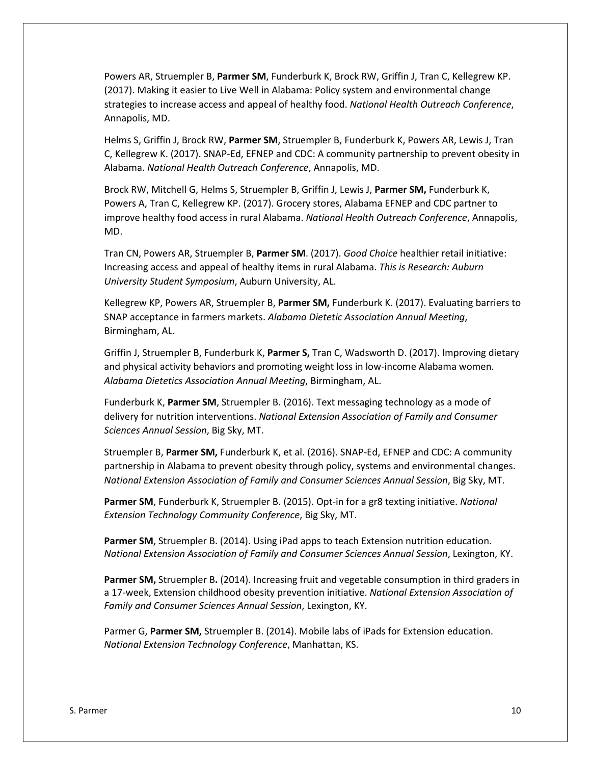Powers AR, Struempler B, **Parmer SM**, Funderburk K, Brock RW, Griffin J, Tran C, Kellegrew KP. (2017). Making it easier to Live Well in Alabama: Policy system and environmental change strategies to increase access and appeal of healthy food. *National Health Outreach Conference*, Annapolis, MD.

Helms S, Griffin J, Brock RW, **Parmer SM**, Struempler B, Funderburk K, Powers AR, Lewis J, Tran C, Kellegrew K. (2017). SNAP-Ed, EFNEP and CDC: A community partnership to prevent obesity in Alabama. *National Health Outreach Conference*, Annapolis, MD.

Brock RW, Mitchell G, Helms S, Struempler B, Griffin J, Lewis J, **Parmer SM,** Funderburk K, Powers A, Tran C, Kellegrew KP. (2017). Grocery stores, Alabama EFNEP and CDC partner to improve healthy food access in rural Alabama. *National Health Outreach Conference*, Annapolis, MD.

Tran CN, Powers AR, Struempler B, **Parmer SM**. (2017). *Good Choice* healthier retail initiative: Increasing access and appeal of healthy items in rural Alabama. *This is Research: Auburn University Student Symposium*, Auburn University, AL.

Kellegrew KP, Powers AR, Struempler B, **Parmer SM,** Funderburk K. (2017). Evaluating barriers to SNAP acceptance in farmers markets. *Alabama Dietetic Association Annual Meeting*, Birmingham, AL.

Griffin J, Struempler B, Funderburk K, **Parmer S,** Tran C, Wadsworth D. (2017). Improving dietary and physical activity behaviors and promoting weight loss in low-income Alabama women. *Alabama Dietetics Association Annual Meeting*, Birmingham, AL.

Funderburk K, **Parmer SM**, Struempler B. (2016). Text messaging technology as a mode of delivery for nutrition interventions. *National Extension Association of Family and Consumer Sciences Annual Session*, Big Sky, MT.

Struempler B, **Parmer SM,** Funderburk K, et al. (2016). SNAP-Ed, EFNEP and CDC: A community partnership in Alabama to prevent obesity through policy, systems and environmental changes. *National Extension Association of Family and Consumer Sciences Annual Session*, Big Sky, MT.

**Parmer SM**, Funderburk K, Struempler B. (2015). Opt-in for a gr8 texting initiative. *National Extension Technology Community Conference*, Big Sky, MT.

**Parmer SM**, Struempler B. (2014). Using iPad apps to teach Extension nutrition education. *National Extension Association of Family and Consumer Sciences Annual Session*, Lexington, KY.

**Parmer SM,** Struempler B**.** (2014). Increasing fruit and vegetable consumption in third graders in a 17-week, Extension childhood obesity prevention initiative. *National Extension Association of Family and Consumer Sciences Annual Session*, Lexington, KY.

Parmer G, **Parmer SM,** Struempler B. (2014). Mobile labs of iPads for Extension education. *National Extension Technology Conference*, Manhattan, KS.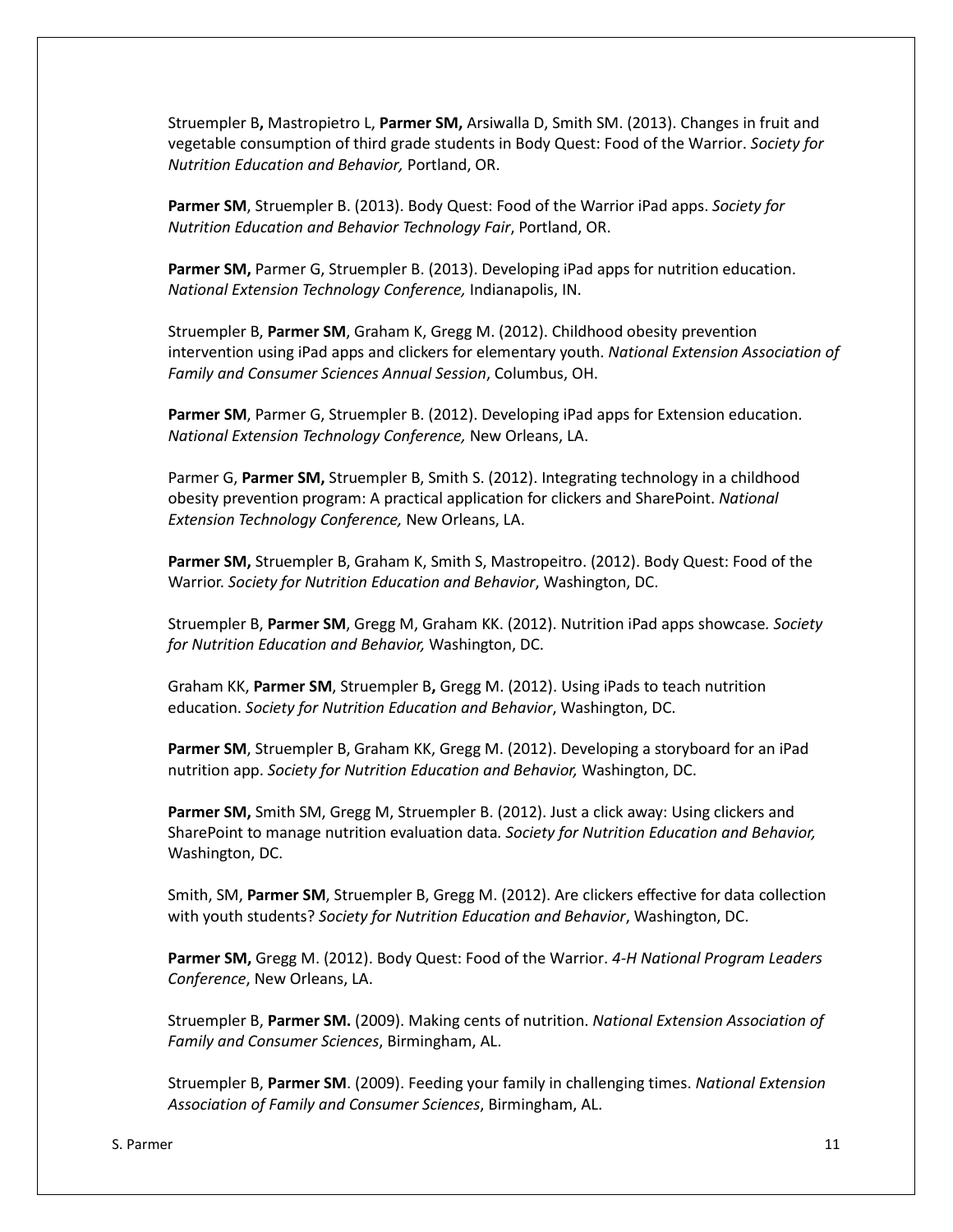Struempler B**,** Mastropietro L, **Parmer SM,** Arsiwalla D, Smith SM. (2013). Changes in fruit and vegetable consumption of third grade students in Body Quest: Food of the Warrior. *Society for Nutrition Education and Behavior,* Portland, OR.

**Parmer SM**, Struempler B. (2013). Body Quest: Food of the Warrior iPad apps. *Society for Nutrition Education and Behavior Technology Fair*, Portland, OR.

**Parmer SM,** Parmer G, Struempler B. (2013). Developing iPad apps for nutrition education. *National Extension Technology Conference,* Indianapolis, IN.

Struempler B, **Parmer SM**, Graham K, Gregg M. (2012). Childhood obesity prevention intervention using iPad apps and clickers for elementary youth. *National Extension Association of Family and Consumer Sciences Annual Session*, Columbus, OH.

**Parmer SM**, Parmer G, Struempler B. (2012). Developing iPad apps for Extension education. *National Extension Technology Conference,* New Orleans, LA.

Parmer G, **Parmer SM,** Struempler B, Smith S. (2012). Integrating technology in a childhood obesity prevention program: A practical application for clickers and SharePoint. *National Extension Technology Conference,* New Orleans, LA.

**Parmer SM,** Struempler B, Graham K, Smith S, Mastropeitro. (2012). Body Quest: Food of the Warrior. *Society for Nutrition Education and Behavior*, Washington, DC.

Struempler B, **Parmer SM**, Gregg M, Graham KK. (2012). Nutrition iPad apps showcase*. Society for Nutrition Education and Behavior,* Washington, DC.

Graham KK, **Parmer SM**, Struempler B**,** Gregg M. (2012). Using iPads to teach nutrition education. *Society for Nutrition Education and Behavior*, Washington, DC.

**Parmer SM**, Struempler B, Graham KK, Gregg M. (2012). Developing a storyboard for an iPad nutrition app. *Society for Nutrition Education and Behavior,* Washington, DC.

**Parmer SM,** Smith SM, Gregg M, Struempler B. (2012). Just a click away: Using clickers and SharePoint to manage nutrition evaluation data*. Society for Nutrition Education and Behavior,* Washington, DC.

Smith, SM, **Parmer SM**, Struempler B, Gregg M. (2012). Are clickers effective for data collection with youth students? *Society for Nutrition Education and Behavior*, Washington, DC.

**Parmer SM,** Gregg M. (2012). Body Quest: Food of the Warrior. *4-H National Program Leaders Conference*, New Orleans, LA.

Struempler B, **Parmer SM.** (2009). Making cents of nutrition. *National Extension Association of Family and Consumer Sciences*, Birmingham, AL.

Struempler B, **Parmer SM**. (2009). Feeding your family in challenging times. *National Extension Association of Family and Consumer Sciences*, Birmingham, AL.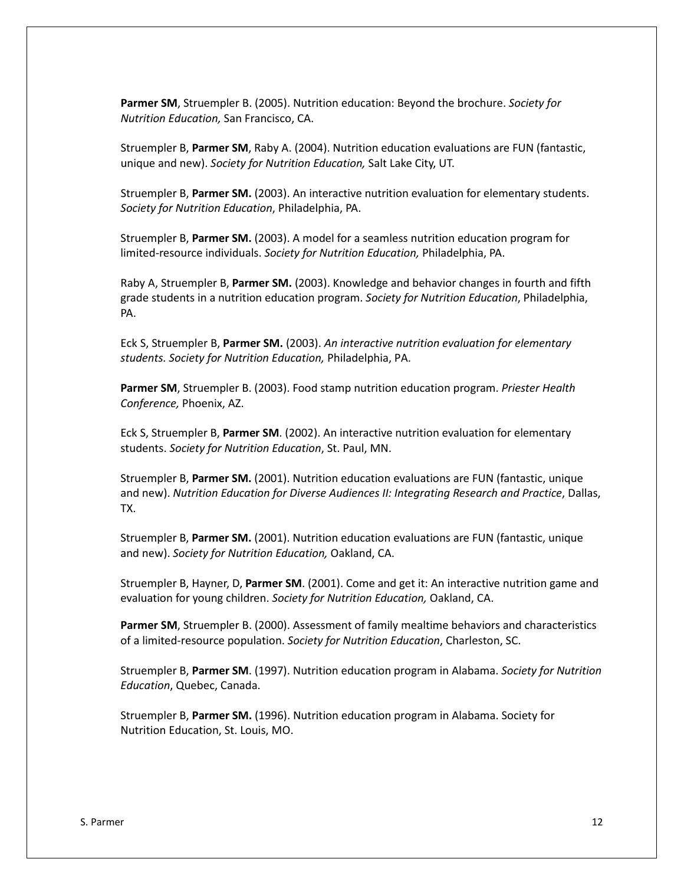**Parmer SM**, Struempler B. (2005). Nutrition education: Beyond the brochure. *Society for Nutrition Education,* San Francisco, CA.

Struempler B, **Parmer SM**, Raby A. (2004). Nutrition education evaluations are FUN (fantastic, unique and new). *Society for Nutrition Education,* Salt Lake City, UT.

Struempler B, **Parmer SM.** (2003). An interactive nutrition evaluation for elementary students. *Society for Nutrition Education*, Philadelphia, PA.

Struempler B, **Parmer SM.** (2003). A model for a seamless nutrition education program for limited-resource individuals. *Society for Nutrition Education,* Philadelphia, PA.

Raby A, Struempler B, **Parmer SM.** (2003). Knowledge and behavior changes in fourth and fifth grade students in a nutrition education program. *Society for Nutrition Education*, Philadelphia, PA.

Eck S, Struempler B, **Parmer SM.** (2003). *An interactive nutrition evaluation for elementary students. Society for Nutrition Education,* Philadelphia, PA.

**Parmer SM**, Struempler B. (2003). Food stamp nutrition education program. *Priester Health Conference,* Phoenix, AZ.

Eck S, Struempler B, **Parmer SM**. (2002). An interactive nutrition evaluation for elementary students. *Society for Nutrition Education*, St. Paul, MN.

Struempler B, **Parmer SM.** (2001). Nutrition education evaluations are FUN (fantastic, unique and new). *Nutrition Education for Diverse Audiences II: Integrating Research and Practice*, Dallas, TX.

Struempler B, **Parmer SM.** (2001). Nutrition education evaluations are FUN (fantastic, unique and new). *Society for Nutrition Education,* Oakland, CA.

Struempler B, Hayner, D, **Parmer SM**. (2001). Come and get it: An interactive nutrition game and evaluation for young children. *Society for Nutrition Education,* Oakland, CA.

**Parmer SM**, Struempler B. (2000). Assessment of family mealtime behaviors and characteristics of a limited-resource population. *Society for Nutrition Education*, Charleston, SC.

Struempler B, **Parmer SM**. (1997). Nutrition education program in Alabama. *Society for Nutrition Education*, Quebec, Canada.

Struempler B, **Parmer SM.** (1996). Nutrition education program in Alabama. Society for Nutrition Education, St. Louis, MO.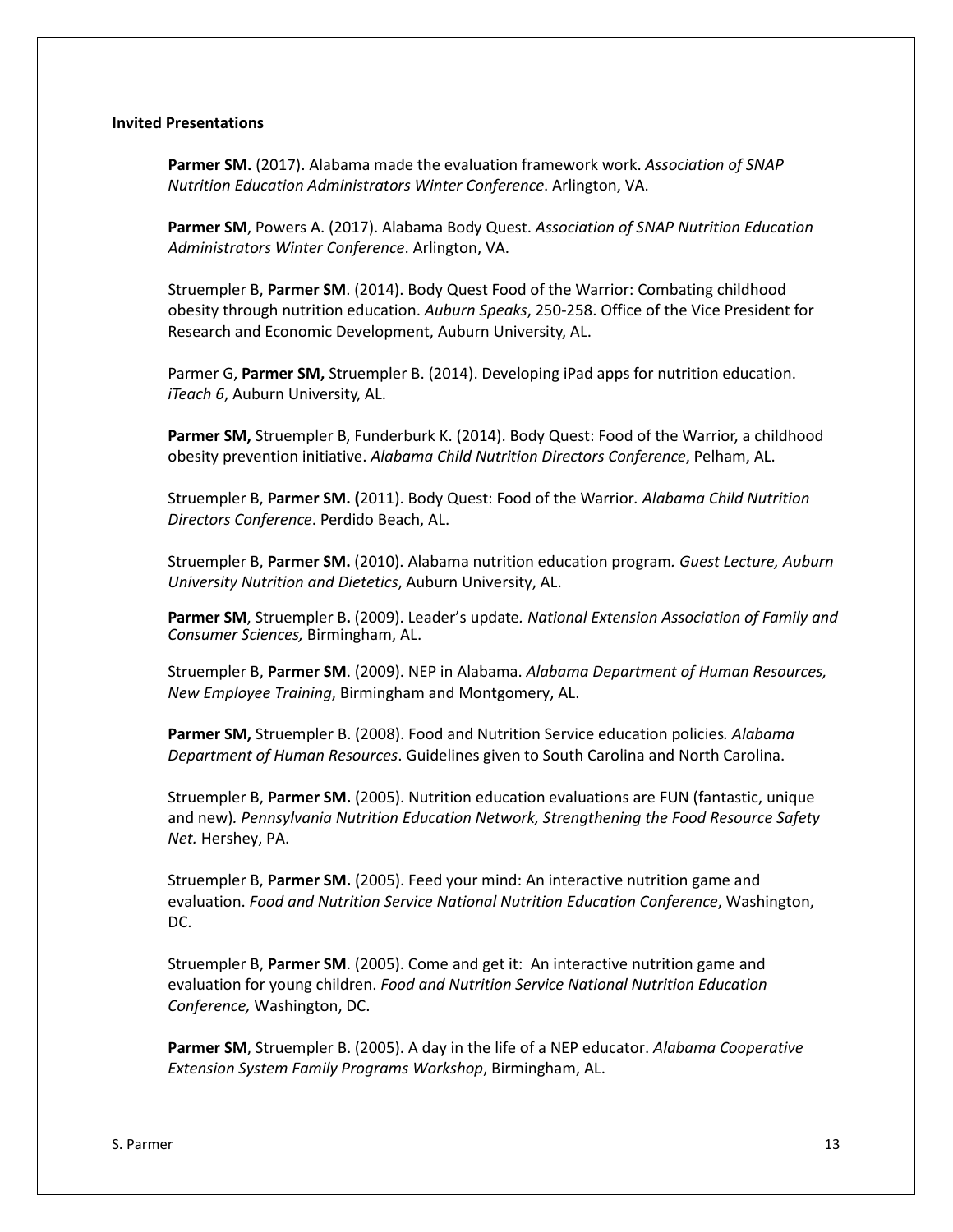**Invited Presentations**

**Parmer SM.** (2017). Alabama made the evaluation framework work. *Association of SNAP Nutrition Education Administrators Winter Conference*. Arlington, VA.

**Parmer SM**, Powers A. (2017). Alabama Body Quest. *Association of SNAP Nutrition Education Administrators Winter Conference*. Arlington, VA.

Struempler B, **Parmer SM**. (2014). Body Quest Food of the Warrior: Combating childhood obesity through nutrition education. *Auburn Speaks*, 250-258. Office of the Vice President for Research and Economic Development, Auburn University, AL.

Parmer G, **Parmer SM,** Struempler B. (2014). Developing iPad apps for nutrition education. *iTeach 6*, Auburn University, AL.

**Parmer SM,** Struempler B, Funderburk K. (2014). Body Quest: Food of the Warrior, a childhood obesity prevention initiative. *Alabama Child Nutrition Directors Conference*, Pelham, AL.

Struempler B, **Parmer SM. (**2011). Body Quest: Food of the Warrior*. Alabama Child Nutrition Directors Conference*. Perdido Beach, AL.

Struempler B, **Parmer SM.** (2010). Alabama nutrition education program*. Guest Lecture, Auburn University Nutrition and Dietetics*, Auburn University, AL.

**Parmer SM**, Struempler B**.** (2009). Leader's update*. National Extension Association of Family and Consumer Sciences,* Birmingham, AL.

Struempler B, **Parmer SM**. (2009). NEP in Alabama. *Alabama Department of Human Resources, New Employee Training*, Birmingham and Montgomery, AL.

**Parmer SM,** Struempler B. (2008). Food and Nutrition Service education policies*. Alabama Department of Human Resources*. Guidelines given to South Carolina and North Carolina.

Struempler B, **Parmer SM.** (2005). Nutrition education evaluations are FUN (fantastic, unique and new)*. Pennsylvania Nutrition Education Network, Strengthening the Food Resource Safety Net.* Hershey, PA.

Struempler B, **Parmer SM.** (2005). Feed your mind: An interactive nutrition game and evaluation. *Food and Nutrition Service National Nutrition Education Conference*, Washington, DC.

Struempler B, **Parmer SM**. (2005). Come and get it: An interactive nutrition game and evaluation for young children. *Food and Nutrition Service National Nutrition Education Conference,* Washington, DC.

**Parmer SM**, Struempler B. (2005). A day in the life of a NEP educator. *Alabama Cooperative Extension System Family Programs Workshop*, Birmingham, AL.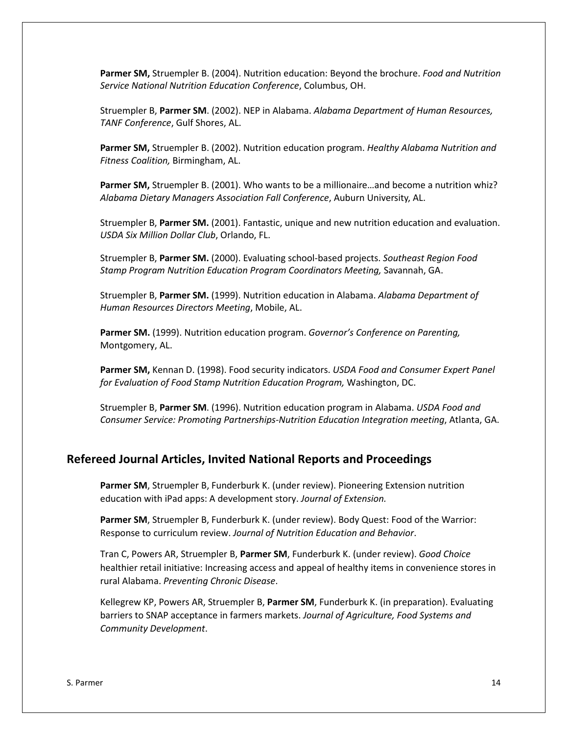**Parmer SM,** Struempler B. (2004). Nutrition education: Beyond the brochure. *Food and Nutrition Service National Nutrition Education Conference*, Columbus, OH.

Struempler B, **Parmer SM**. (2002). NEP in Alabama. *Alabama Department of Human Resources, TANF Conference*, Gulf Shores, AL.

**Parmer SM,** Struempler B. (2002). Nutrition education program. *Healthy Alabama Nutrition and Fitness Coalition,* Birmingham, AL.

**Parmer SM,** Struempler B. (2001). Who wants to be a millionaire…and become a nutrition whiz? *Alabama Dietary Managers Association Fall Conference*, Auburn University, AL.

Struempler B, **Parmer SM.** (2001). Fantastic, unique and new nutrition education and evaluation. *USDA Six Million Dollar Club*, Orlando, FL.

Struempler B, **Parmer SM.** (2000). Evaluating school-based projects. *Southeast Region Food Stamp Program Nutrition Education Program Coordinators Meeting,* Savannah, GA.

Struempler B, **Parmer SM.** (1999). Nutrition education in Alabama. *Alabama Department of Human Resources Directors Meeting*, Mobile, AL.

**Parmer SM.** (1999). Nutrition education program. *Governor's Conference on Parenting,* Montgomery, AL.

**Parmer SM,** Kennan D. (1998). Food security indicators. *USDA Food and Consumer Expert Panel for Evaluation of Food Stamp Nutrition Education Program,* Washington, DC.

Struempler B, **Parmer SM**. (1996). Nutrition education program in Alabama. *USDA Food and Consumer Service: Promoting Partnerships-Nutrition Education Integration meeting*, Atlanta, GA.

## Refereed Journal Articles, Invited National Reports and Proceedings

**Parmer SM**, Struempler B, Funderburk K. (under review). Pioneering Extension nutrition education with iPad apps: A development story. *Journal of Extension.*

**Parmer SM**, Struempler B, Funderburk K. (under review). Body Quest: Food of the Warrior: Response to curriculum review. *Journal of Nutrition Education and Behavior*.

Tran C, Powers AR, Struempler B, **Parmer SM**, Funderburk K. (under review). *Good Choice* healthier retail initiative: Increasing access and appeal of healthy items in convenience stores in rural Alabama. *Preventing Chronic Disease*.

Kellegrew KP, Powers AR, Struempler B, **Parmer SM**, Funderburk K. (in preparation). Evaluating barriers to SNAP acceptance in farmers markets. *Journal of Agriculture, Food Systems and Community Development*.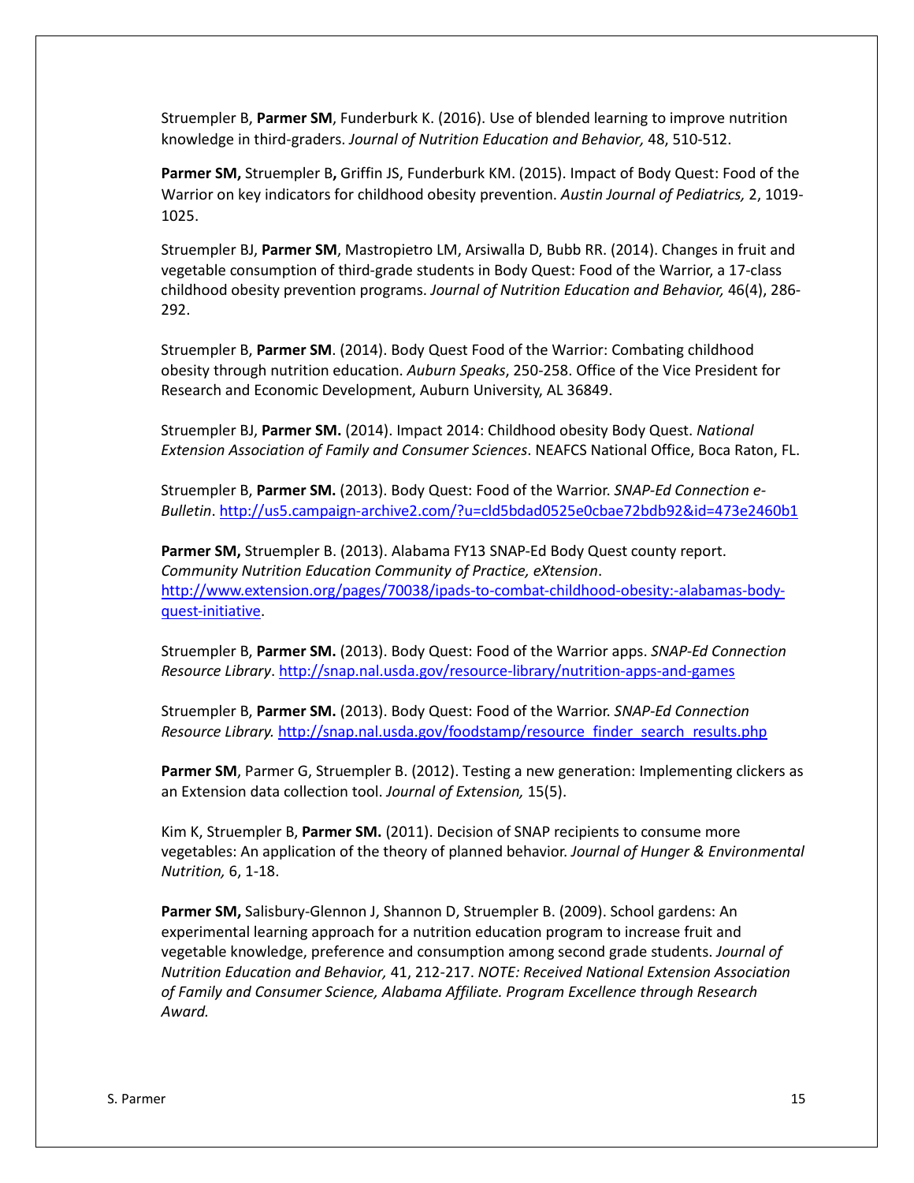Struempler B, **Parmer SM**, Funderburk K. (2016). Use of blended learning to improve nutrition knowledge in third-graders. *Journal of Nutrition Education and Behavior,* 48, 510-512.

**Parmer SM,** Struempler B**,** Griffin JS, Funderburk KM. (2015). Impact of Body Quest: Food of the Warrior on key indicators for childhood obesity prevention. *Austin Journal of Pediatrics,* 2, 1019-1025.

Struempler BJ, **Parmer SM**, Mastropietro LM, Arsiwalla D, Bubb RR. (2014). Changes in fruit and vegetable consumption of third-grade students in Body Quest: Food of the Warrior, a 17-class childhood obesity prevention programs. *Journal of Nutrition Education and Behavior,* 46(4), 286-292.

Struempler B, **Parmer SM**. (2014). Body Quest Food of the Warrior: Combating childhood obesity through nutrition education. *Auburn Speaks*, 250-258. Office of the Vice President for Research and Economic Development, Auburn University, AL 36849.

Struempler BJ, **Parmer SM.** (2014). Impact 2014: Childhood obesity Body Quest. *National Extension Association of Family and Consumer Sciences*. NEAFCS National Office, Boca Raton, FL.

Struempler B, **Parmer SM.** (2013). Body Quest: Food of the Warrior. *SNAP-Ed Connection e-Bulletin*. http://us5.campaign-archive2.com/?u=cld5bdad0525e0cbae72bdb92&id=473e2460b1

**Parmer SM,** Struempler B. (2013). Alabama FY13 SNAP-Ed Body Quest county report. *Community Nutrition Education Community of Practice, eXtension*. http://www.extension.org/pages/70038/ipads-to-combat-childhood-obesity:-alabamas-body-quest-initiative.

Struempler B, **Parmer SM.** (2013). Body Quest: Food of the Warrior apps. *SNAP-Ed Connection Resource Library*. http://snap.nal.usda.gov/resource-library/nutrition-apps-and-games

Struempler B, **Parmer SM.** (2013). Body Quest: Food of the Warrior. *SNAP-Ed Connection Resource Library.* http://snap.nal.usda.gov/foodstamp/resource_finder_search_results.php

**Parmer SM**, Parmer G, Struempler B. (2012). Testing a new generation: Implementing clickers as an Extension data collection tool. *Journal of Extension,* 15(5).

Kim K, Struempler B, **Parmer SM.** (2011). Decision of SNAP recipients to consume more vegetables: An application of the theory of planned behavior. *Journal of Hunger & Environmental Nutrition,* 6, 1-18.

**Parmer SM,** Salisbury-Glennon J, Shannon D, Struempler B. (2009). School gardens: An experimental learning approach for a nutrition education program to increase fruit and vegetable knowledge, preference and consumption among second grade students. *Journal of Nutrition Education and Behavior,* 41, 212-217. *NOTE: Received National Extension Association of Family and Consumer Science, Alabama Affiliate. Program Excellence through Research Award.*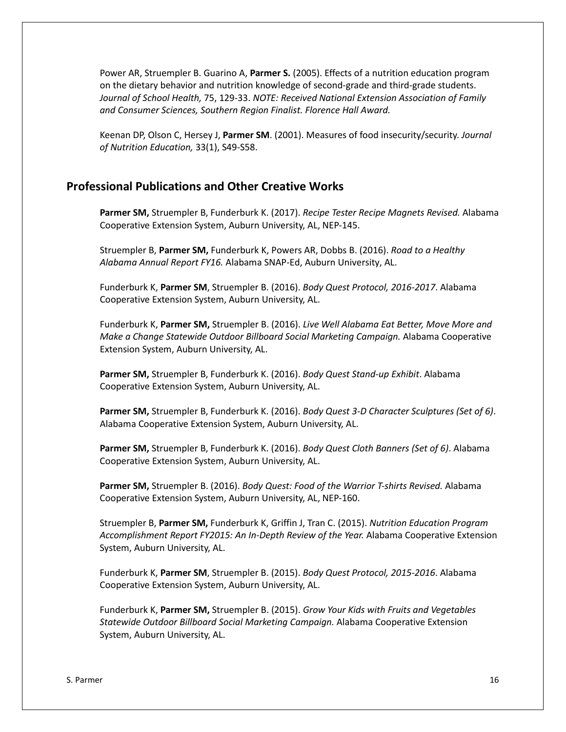Power AR, Struempler B. Guarino A, **Parmer S.** (2005). Effects of a nutrition education program on the dietary behavior and nutrition knowledge of second-grade and third-grade students. *Journal of School Health,* 75, 129-33. *NOTE: Received National Extension Association of Family and Consumer Sciences, Southern Region Finalist. Florence Hall Award.*

Keenan DP, Olson C, Hersey J, **Parmer SM**. (2001). Measures of food insecurity/security. *Journal of Nutrition Education,* 33(1), S49-S58.

## Professional Publications and Other Creative Works

**Parmer SM,** Struempler B, Funderburk K. (2017). *Recipe Tester Recipe Magnets Revised.* Alabama Cooperative Extension System, Auburn University, AL, NEP-145.

Struempler B, **Parmer SM,** Funderburk K, Powers AR, Dobbs B. (2016). *Road to a Healthy Alabama Annual Report FY16.* Alabama SNAP-Ed, Auburn University, AL.

Funderburk K, **Parmer SM**, Struempler B. (2016). *Body Quest Protocol, 2016-2017*. Alabama Cooperative Extension System, Auburn University, AL.

Funderburk K, **Parmer SM,** Struempler B. (2016). *Live Well Alabama Eat Better, Move More and Make a Change Statewide Outdoor Billboard Social Marketing Campaign.* Alabama Cooperative Extension System, Auburn University, AL.

**Parmer SM,** Struempler B, Funderburk K. (2016). *Body Quest Stand-up Exhibit*. Alabama Cooperative Extension System, Auburn University, AL.

**Parmer SM,** Struempler B, Funderburk K. (2016). *Body Quest 3-D Character Sculptures (Set of 6)*. Alabama Cooperative Extension System, Auburn University, AL.

**Parmer SM,** Struempler B, Funderburk K. (2016). *Body Quest Cloth Banners (Set of 6)*. Alabama Cooperative Extension System, Auburn University, AL.

**Parmer SM,** Struempler B. (2016). *Body Quest: Food of the Warrior T-shirts Revised.* Alabama Cooperative Extension System, Auburn University, AL, NEP-160.

Struempler B, **Parmer SM,** Funderburk K, Griffin J, Tran C. (2015). *Nutrition Education Program Accomplishment Report FY2015: An In-Depth Review of the Year.* Alabama Cooperative Extension System, Auburn University, AL.

Funderburk K, **Parmer SM**, Struempler B. (2015). *Body Quest Protocol, 2015-2016*. Alabama Cooperative Extension System, Auburn University, AL.

Funderburk K, **Parmer SM,** Struempler B. (2015). *Grow Your Kids with Fruits and Vegetables Statewide Outdoor Billboard Social Marketing Campaign.* Alabama Cooperative Extension System, Auburn University, AL.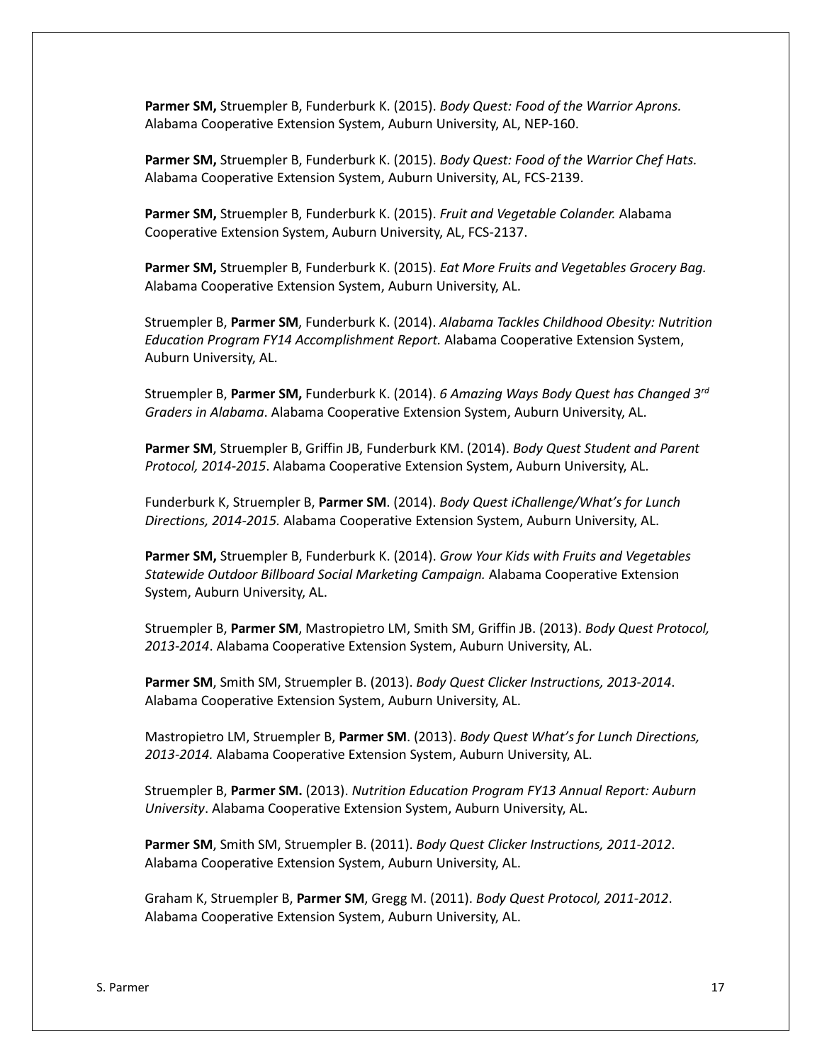**Parmer SM,** Struempler B, Funderburk K. (2015). *Body Quest: Food of the Warrior Aprons.* Alabama Cooperative Extension System, Auburn University, AL, NEP-160.

**Parmer SM,** Struempler B, Funderburk K. (2015). *Body Quest: Food of the Warrior Chef Hats.* Alabama Cooperative Extension System, Auburn University, AL, FCS-2139.

**Parmer SM,** Struempler B, Funderburk K. (2015). *Fruit and Vegetable Colander.* Alabama Cooperative Extension System, Auburn University, AL, FCS-2137.

**Parmer SM,** Struempler B, Funderburk K. (2015). *Eat More Fruits and Vegetables Grocery Bag.* Alabama Cooperative Extension System, Auburn University, AL.

Struempler B, **Parmer SM**, Funderburk K. (2014). *Alabama Tackles Childhood Obesity: Nutrition Education Program FY14 Accomplishment Report.* Alabama Cooperative Extension System, Auburn University, AL.

Struempler B, **Parmer SM,** Funderburk K. (2014). *6 Amazing Ways Body Quest has Changed 3rd Graders in Alabama*. Alabama Cooperative Extension System, Auburn University, AL.

**Parmer SM**, Struempler B, Griffin JB, Funderburk KM. (2014). *Body Quest Student and Parent Protocol, 2014-2015*. Alabama Cooperative Extension System, Auburn University, AL.

Funderburk K, Struempler B, **Parmer SM**. (2014). *Body Quest iChallenge/What's for Lunch Directions, 2014-2015.* Alabama Cooperative Extension System, Auburn University, AL.

**Parmer SM,** Struempler B, Funderburk K. (2014). *Grow Your Kids with Fruits and Vegetables Statewide Outdoor Billboard Social Marketing Campaign.* Alabama Cooperative Extension System, Auburn University, AL.

Struempler B, **Parmer SM**, Mastropietro LM, Smith SM, Griffin JB. (2013). *Body Quest Protocol, 2013-2014*. Alabama Cooperative Extension System, Auburn University, AL.

**Parmer SM**, Smith SM, Struempler B. (2013). *Body Quest Clicker Instructions, 2013-2014*. Alabama Cooperative Extension System, Auburn University, AL.

Mastropietro LM, Struempler B, **Parmer SM**. (2013). *Body Quest What's for Lunch Directions, 2013-2014.* Alabama Cooperative Extension System, Auburn University, AL.

Struempler B, **Parmer SM.** (2013). *Nutrition Education Program FY13 Annual Report: Auburn University*. Alabama Cooperative Extension System, Auburn University, AL.

**Parmer SM**, Smith SM, Struempler B. (2011). *Body Quest Clicker Instructions, 2011-2012*. Alabama Cooperative Extension System, Auburn University, AL.

Graham K, Struempler B, **Parmer SM**, Gregg M. (2011). *Body Quest Protocol, 2011-2012*. Alabama Cooperative Extension System, Auburn University, AL.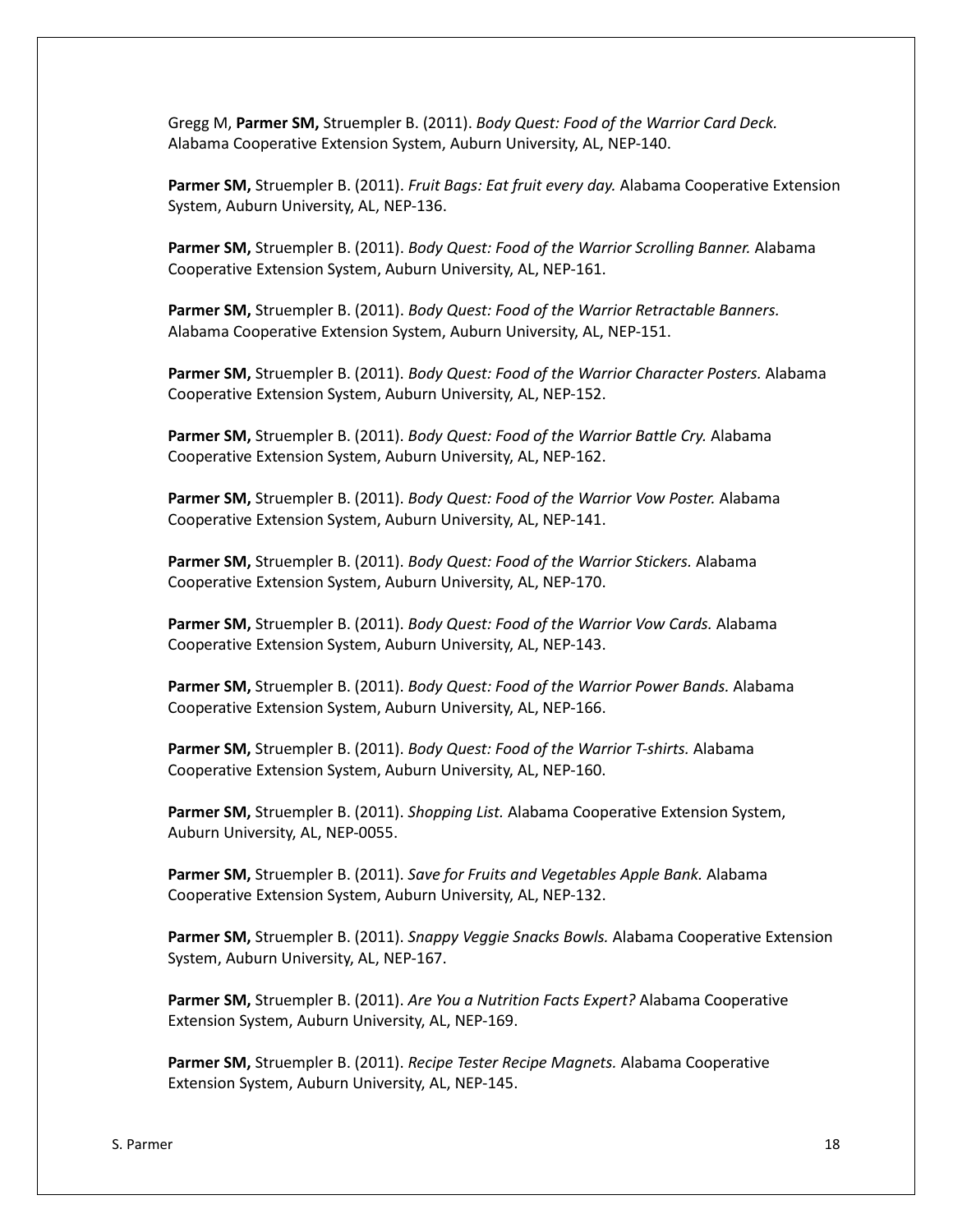Gregg M, **Parmer SM,** Struempler B. (2011). *Body Quest: Food of the Warrior Card Deck.* Alabama Cooperative Extension System, Auburn University, AL, NEP-140.

**Parmer SM,** Struempler B. (2011). *Fruit Bags: Eat fruit every day.* Alabama Cooperative Extension System, Auburn University, AL, NEP-136.

**Parmer SM,** Struempler B. (2011). *Body Quest: Food of the Warrior Scrolling Banner.* Alabama Cooperative Extension System, Auburn University, AL, NEP-161.

**Parmer SM,** Struempler B. (2011). *Body Quest: Food of the Warrior Retractable Banners.* Alabama Cooperative Extension System, Auburn University, AL, NEP-151.

**Parmer SM,** Struempler B. (2011). *Body Quest: Food of the Warrior Character Posters.* Alabama Cooperative Extension System, Auburn University, AL, NEP-152.

**Parmer SM,** Struempler B. (2011). *Body Quest: Food of the Warrior Battle Cry.* Alabama Cooperative Extension System, Auburn University, AL, NEP-162.

**Parmer SM,** Struempler B. (2011). *Body Quest: Food of the Warrior Vow Poster.* Alabama Cooperative Extension System, Auburn University, AL, NEP-141.

**Parmer SM,** Struempler B. (2011). *Body Quest: Food of the Warrior Stickers.* Alabama Cooperative Extension System, Auburn University, AL, NEP-170.

**Parmer SM,** Struempler B. (2011). *Body Quest: Food of the Warrior Vow Cards.* Alabama Cooperative Extension System, Auburn University, AL, NEP-143.

**Parmer SM,** Struempler B. (2011). *Body Quest: Food of the Warrior Power Bands.* Alabama Cooperative Extension System, Auburn University, AL, NEP-166.

**Parmer SM,** Struempler B. (2011). *Body Quest: Food of the Warrior T-shirts.* Alabama Cooperative Extension System, Auburn University, AL, NEP-160.

**Parmer SM,** Struempler B. (2011). *Shopping List.* Alabama Cooperative Extension System, Auburn University, AL, NEP-0055.

**Parmer SM,** Struempler B. (2011). *Save for Fruits and Vegetables Apple Bank.* Alabama Cooperative Extension System, Auburn University, AL, NEP-132.

**Parmer SM,** Struempler B. (2011). *Snappy Veggie Snacks Bowls.* Alabama Cooperative Extension System, Auburn University, AL, NEP-167.

**Parmer SM,** Struempler B. (2011). *Are You a Nutrition Facts Expert?* Alabama Cooperative Extension System, Auburn University, AL, NEP-169.

**Parmer SM,** Struempler B. (2011). *Recipe Tester Recipe Magnets.* Alabama Cooperative Extension System, Auburn University, AL, NEP-145.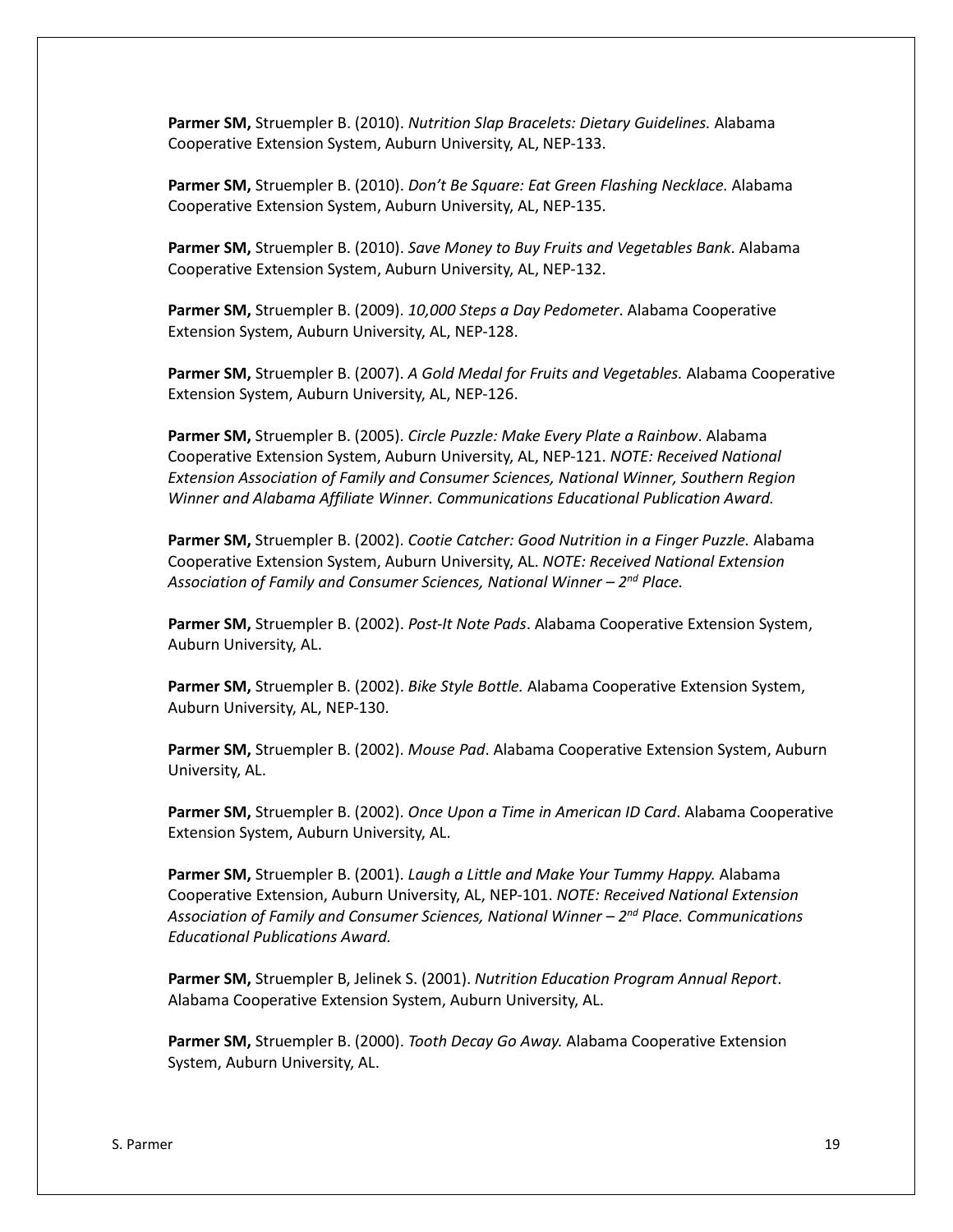**Parmer SM,** Struempler B. (2010). *Nutrition Slap Bracelets: Dietary Guidelines.* Alabama Cooperative Extension System, Auburn University, AL, NEP-133.

**Parmer SM,** Struempler B. (2010). *Don't Be Square: Eat Green Flashing Necklace.* Alabama Cooperative Extension System, Auburn University, AL, NEP-135.

**Parmer SM,** Struempler B. (2010). *Save Money to Buy Fruits and Vegetables Bank*. Alabama Cooperative Extension System, Auburn University, AL, NEP-132.

**Parmer SM,** Struempler B. (2009). *10,000 Steps a Day Pedometer*. Alabama Cooperative Extension System, Auburn University, AL, NEP-128.

**Parmer SM,** Struempler B. (2007). *A Gold Medal for Fruits and Vegetables.* Alabama Cooperative Extension System, Auburn University, AL, NEP-126.

**Parmer SM,** Struempler B. (2005). *Circle Puzzle: Make Every Plate a Rainbow*. Alabama Cooperative Extension System, Auburn University, AL, NEP-121. *NOTE: Received National Extension Association of Family and Consumer Sciences, National Winner, Southern Region Winner and Alabama Affiliate Winner. Communications Educational Publication Award.*

**Parmer SM,** Struempler B. (2002). *Cootie Catcher: Good Nutrition in a Finger Puzzle.* Alabama Cooperative Extension System, Auburn University, AL. *NOTE: Received National Extension Association of Family and Consumer Sciences, National Winner – 2nd Place.*

**Parmer SM,** Struempler B. (2002). *Post-It Note Pads*. Alabama Cooperative Extension System, Auburn University, AL.

**Parmer SM,** Struempler B. (2002). *Bike Style Bottle.* Alabama Cooperative Extension System, Auburn University, AL, NEP-130.

**Parmer SM,** Struempler B. (2002). *Mouse Pad*. Alabama Cooperative Extension System, Auburn University, AL.

**Parmer SM,** Struempler B. (2002). *Once Upon a Time in American ID Card*. Alabama Cooperative Extension System, Auburn University, AL.

**Parmer SM,** Struempler B. (2001). *Laugh a Little and Make Your Tummy Happy.* Alabama Cooperative Extension, Auburn University, AL, NEP-101. *NOTE: Received National Extension Association of Family and Consumer Sciences, National Winner – 2nd Place. Communications Educational Publications Award.*

**Parmer SM,** Struempler B, Jelinek S. (2001). *Nutrition Education Program Annual Report*. Alabama Cooperative Extension System, Auburn University, AL.

**Parmer SM,** Struempler B. (2000). *Tooth Decay Go Away.* Alabama Cooperative Extension System, Auburn University, AL.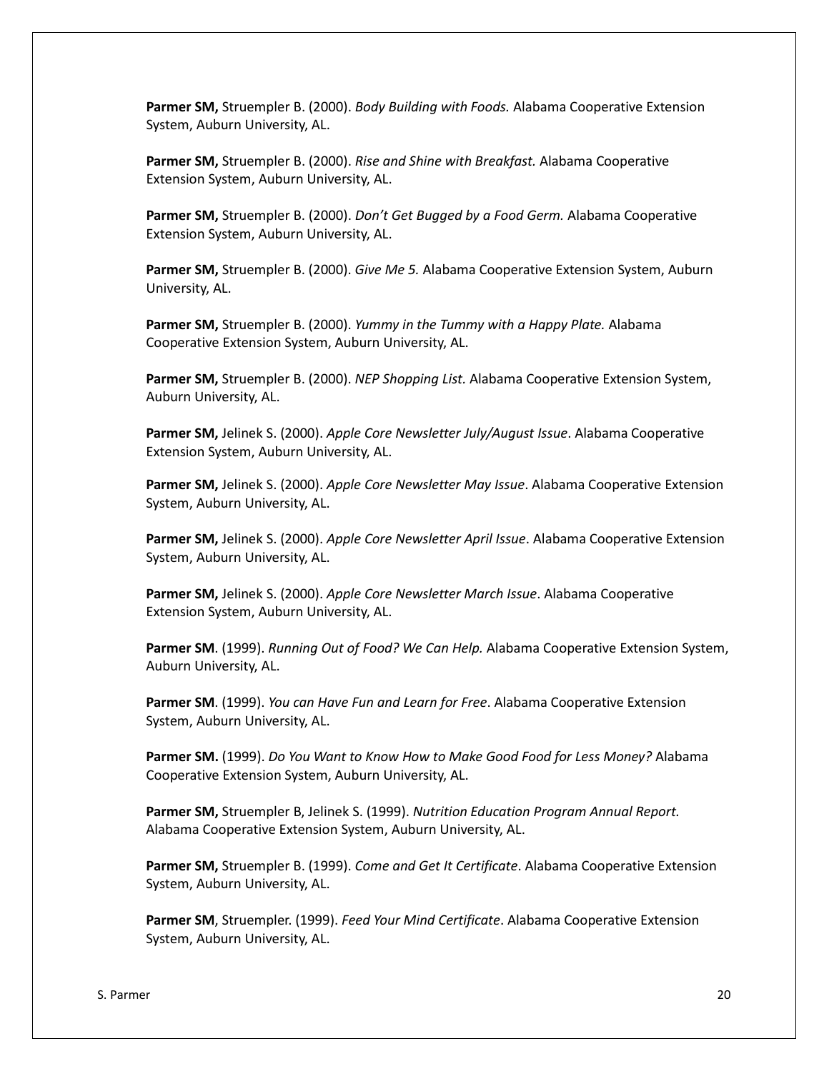**Parmer SM,** Struempler B. (2000). *Body Building with Foods.* Alabama Cooperative Extension System, Auburn University, AL.

**Parmer SM,** Struempler B. (2000). *Rise and Shine with Breakfast.* Alabama Cooperative Extension System, Auburn University, AL.

**Parmer SM,** Struempler B. (2000). *Don't Get Bugged by a Food Germ.* Alabama Cooperative Extension System, Auburn University, AL.

**Parmer SM,** Struempler B. (2000). *Give Me 5.* Alabama Cooperative Extension System, Auburn University, AL.

**Parmer SM,** Struempler B. (2000). *Yummy in the Tummy with a Happy Plate.* Alabama Cooperative Extension System, Auburn University, AL.

**Parmer SM,** Struempler B. (2000). *NEP Shopping List.* Alabama Cooperative Extension System, Auburn University, AL.

**Parmer SM,** Jelinek S. (2000). *Apple Core Newsletter July/August Issue*. Alabama Cooperative Extension System, Auburn University, AL.

**Parmer SM,** Jelinek S. (2000). *Apple Core Newsletter May Issue*. Alabama Cooperative Extension System, Auburn University, AL.

**Parmer SM,** Jelinek S. (2000). *Apple Core Newsletter April Issue*. Alabama Cooperative Extension System, Auburn University, AL.

**Parmer SM,** Jelinek S. (2000). *Apple Core Newsletter March Issue*. Alabama Cooperative Extension System, Auburn University, AL.

**Parmer SM**. (1999). *Running Out of Food? We Can Help.* Alabama Cooperative Extension System, Auburn University, AL.

**Parmer SM**. (1999). *You can Have Fun and Learn for Free*. Alabama Cooperative Extension System, Auburn University, AL.

**Parmer SM.** (1999). *Do You Want to Know How to Make Good Food for Less Money?* Alabama Cooperative Extension System, Auburn University, AL.

**Parmer SM,** Struempler B, Jelinek S. (1999). *Nutrition Education Program Annual Report.* Alabama Cooperative Extension System, Auburn University, AL.

**Parmer SM,** Struempler B. (1999). *Come and Get It Certificate*. Alabama Cooperative Extension System, Auburn University, AL.

**Parmer SM**, Struempler. (1999). *Feed Your Mind Certificate*. Alabama Cooperative Extension System, Auburn University, AL.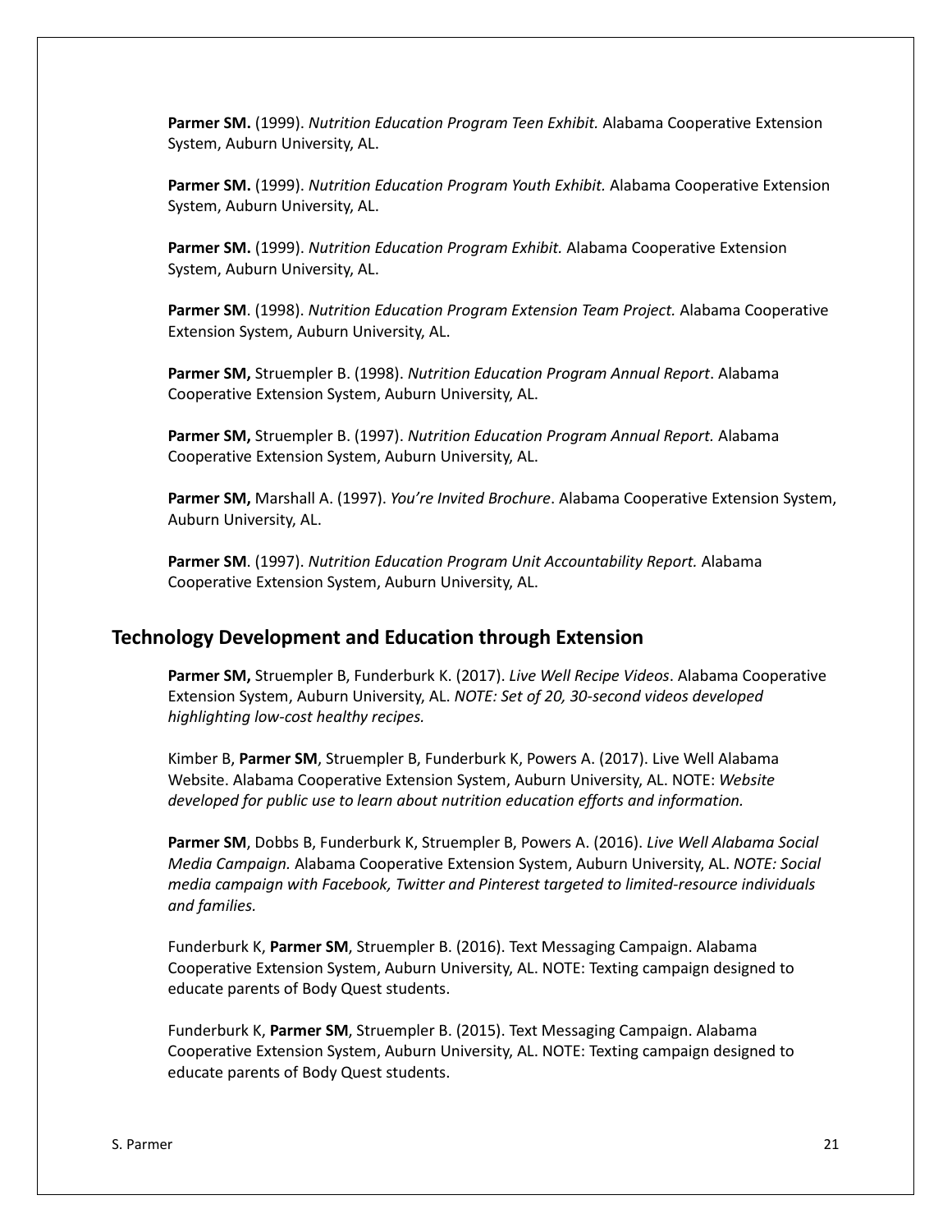**Parmer SM.** (1999). *Nutrition Education Program Teen Exhibit.* Alabama Cooperative Extension System, Auburn University, AL.

**Parmer SM.** (1999). *Nutrition Education Program Youth Exhibit.* Alabama Cooperative Extension System, Auburn University, AL.

**Parmer SM.** (1999). *Nutrition Education Program Exhibit.* Alabama Cooperative Extension System, Auburn University, AL.

**Parmer SM**. (1998). *Nutrition Education Program Extension Team Project.* Alabama Cooperative Extension System, Auburn University, AL.

**Parmer SM,** Struempler B. (1998). *Nutrition Education Program Annual Report*. Alabama Cooperative Extension System, Auburn University, AL.

**Parmer SM,** Struempler B. (1997). *Nutrition Education Program Annual Report.* Alabama Cooperative Extension System, Auburn University, AL.

**Parmer SM,** Marshall A. (1997). *You're Invited Brochure*. Alabama Cooperative Extension System, Auburn University, AL.

**Parmer SM**. (1997). *Nutrition Education Program Unit Accountability Report.* Alabama Cooperative Extension System, Auburn University, AL.

## Technology Development and Education through Extension

**Parmer SM,** Struempler B, Funderburk K. (2017). *Live Well Recipe Videos*. Alabama Cooperative Extension System, Auburn University, AL. *NOTE: Set of 20, 30-second videos developed highlighting low-cost healthy recipes.*

Kimber B, **Parmer SM**, Struempler B, Funderburk K, Powers A. (2017). Live Well Alabama Website. Alabama Cooperative Extension System, Auburn University, AL. NOTE: *Website developed for public use to learn about nutrition education efforts and information.*

**Parmer SM**, Dobbs B, Funderburk K, Struempler B, Powers A. (2016). *Live Well Alabama Social Media Campaign.* Alabama Cooperative Extension System, Auburn University, AL. *NOTE: Social media campaign with Facebook, Twitter and Pinterest targeted to limited-resource individuals and families.*

Funderburk K, **Parmer SM**, Struempler B. (2016). Text Messaging Campaign. Alabama Cooperative Extension System, Auburn University, AL. NOTE: Texting campaign designed to educate parents of Body Quest students.

Funderburk K, **Parmer SM**, Struempler B. (2015). Text Messaging Campaign. Alabama Cooperative Extension System, Auburn University, AL. NOTE: Texting campaign designed to educate parents of Body Quest students.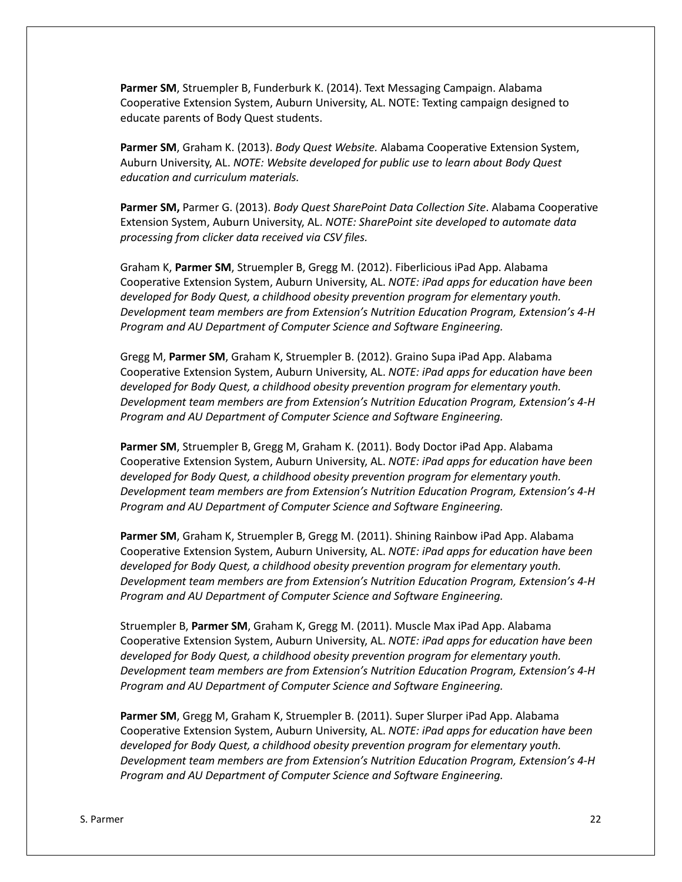**Parmer SM**, Struempler B, Funderburk K. (2014). Text Messaging Campaign. Alabama Cooperative Extension System, Auburn University, AL. NOTE: Texting campaign designed to educate parents of Body Quest students.

**Parmer SM**, Graham K. (2013). *Body Quest Website.* Alabama Cooperative Extension System, Auburn University, AL. *NOTE: Website developed for public use to learn about Body Quest education and curriculum materials.*

**Parmer SM,** Parmer G. (2013). *Body Quest SharePoint Data Collection Site*. Alabama Cooperative Extension System, Auburn University, AL. *NOTE: SharePoint site developed to automate data processing from clicker data received via CSV files.*

Graham K, **Parmer SM**, Struempler B, Gregg M. (2012). Fiberlicious iPad App. Alabama Cooperative Extension System, Auburn University, AL. *NOTE: iPad apps for education have been developed for Body Quest, a childhood obesity prevention program for elementary youth. Development team members are from Extension's Nutrition Education Program, Extension's 4-H Program and AU Department of Computer Science and Software Engineering.*

Gregg M, **Parmer SM**, Graham K, Struempler B. (2012). Graino Supa iPad App. Alabama Cooperative Extension System, Auburn University, AL. *NOTE: iPad apps for education have been developed for Body Quest, a childhood obesity prevention program for elementary youth. Development team members are from Extension's Nutrition Education Program, Extension's 4-H Program and AU Department of Computer Science and Software Engineering.*

**Parmer SM**, Struempler B, Gregg M, Graham K. (2011). Body Doctor iPad App. Alabama Cooperative Extension System, Auburn University, AL. *NOTE: iPad apps for education have been developed for Body Quest, a childhood obesity prevention program for elementary youth. Development team members are from Extension's Nutrition Education Program, Extension's 4-H Program and AU Department of Computer Science and Software Engineering.*

**Parmer SM**, Graham K, Struempler B, Gregg M. (2011). Shining Rainbow iPad App. Alabama Cooperative Extension System, Auburn University, AL. *NOTE: iPad apps for education have been developed for Body Quest, a childhood obesity prevention program for elementary youth. Development team members are from Extension's Nutrition Education Program, Extension's 4-H Program and AU Department of Computer Science and Software Engineering.*

Struempler B, **Parmer SM**, Graham K, Gregg M. (2011). Muscle Max iPad App. Alabama Cooperative Extension System, Auburn University, AL. *NOTE: iPad apps for education have been developed for Body Quest, a childhood obesity prevention program for elementary youth. Development team members are from Extension's Nutrition Education Program, Extension's 4-H Program and AU Department of Computer Science and Software Engineering.*

**Parmer SM**, Gregg M, Graham K, Struempler B. (2011). Super Slurper iPad App. Alabama Cooperative Extension System, Auburn University, AL. *NOTE: iPad apps for education have been developed for Body Quest, a childhood obesity prevention program for elementary youth. Development team members are from Extension's Nutrition Education Program, Extension's 4-H Program and AU Department of Computer Science and Software Engineering.*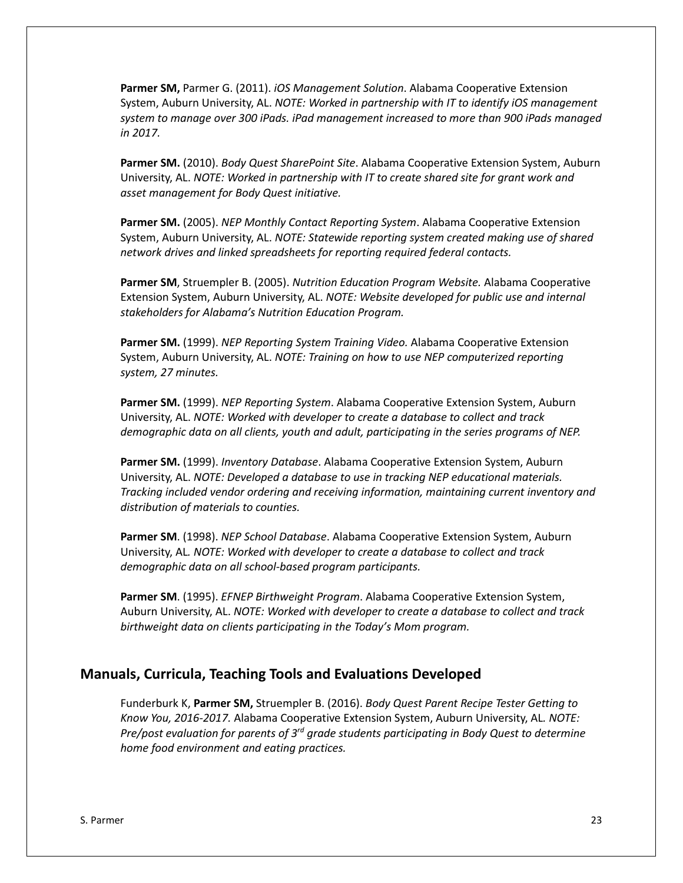**Parmer SM,** Parmer G. (2011). *iOS Management Solution*. Alabama Cooperative Extension System, Auburn University, AL. *NOTE: Worked in partnership with IT to identify iOS management system to manage over 300 iPads. iPad management increased to more than 900 iPads managed in 2017.*

**Parmer SM.** (2010). *Body Quest SharePoint Site*. Alabama Cooperative Extension System, Auburn University, AL. *NOTE: Worked in partnership with IT to create shared site for grant work and asset management for Body Quest initiative.*

**Parmer SM.** (2005). *NEP Monthly Contact Reporting System*. Alabama Cooperative Extension System, Auburn University, AL. *NOTE: Statewide reporting system created making use of shared network drives and linked spreadsheets for reporting required federal contacts.*

**Parmer SM**, Struempler B. (2005). *Nutrition Education Program Website.* Alabama Cooperative Extension System, Auburn University, AL. *NOTE: Website developed for public use and internal stakeholders for Alabama's Nutrition Education Program.*

**Parmer SM.** (1999). *NEP Reporting System Training Video.* Alabama Cooperative Extension System, Auburn University, AL. *NOTE: Training on how to use NEP computerized reporting system, 27 minutes.*

**Parmer SM.** (1999). *NEP Reporting System*. Alabama Cooperative Extension System, Auburn University, AL. *NOTE: Worked with developer to create a database to collect and track demographic data on all clients, youth and adult, participating in the series programs of NEP.*

**Parmer SM.** (1999). *Inventory Database*. Alabama Cooperative Extension System, Auburn University, AL. *NOTE: Developed a database to use in tracking NEP educational materials. Tracking included vendor ordering and receiving information, maintaining current inventory and distribution of materials to counties.*

**Parmer SM**. (1998). *NEP School Database*. Alabama Cooperative Extension System, Auburn University, AL. *NOTE: Worked with developer to create a database to collect and track demographic data on all school-based program participants.*

**Parmer SM**. (1995). *EFNEP Birthweight Program*. Alabama Cooperative Extension System, Auburn University, AL. *NOTE: Worked with developer to create a database to collect and track birthweight data on clients participating in the Today's Mom program.*

## Manuals, Curricula, Teaching Tools and Evaluations Developed

Funderburk K, **Parmer SM,** Struempler B. (2016). *Body Quest Parent Recipe Tester Getting to Know You, 2016-2017.* Alabama Cooperative Extension System, Auburn University, AL. *NOTE: Pre/post evaluation for parents of 3rd grade students participating in Body Quest to determine home food environment and eating practices.*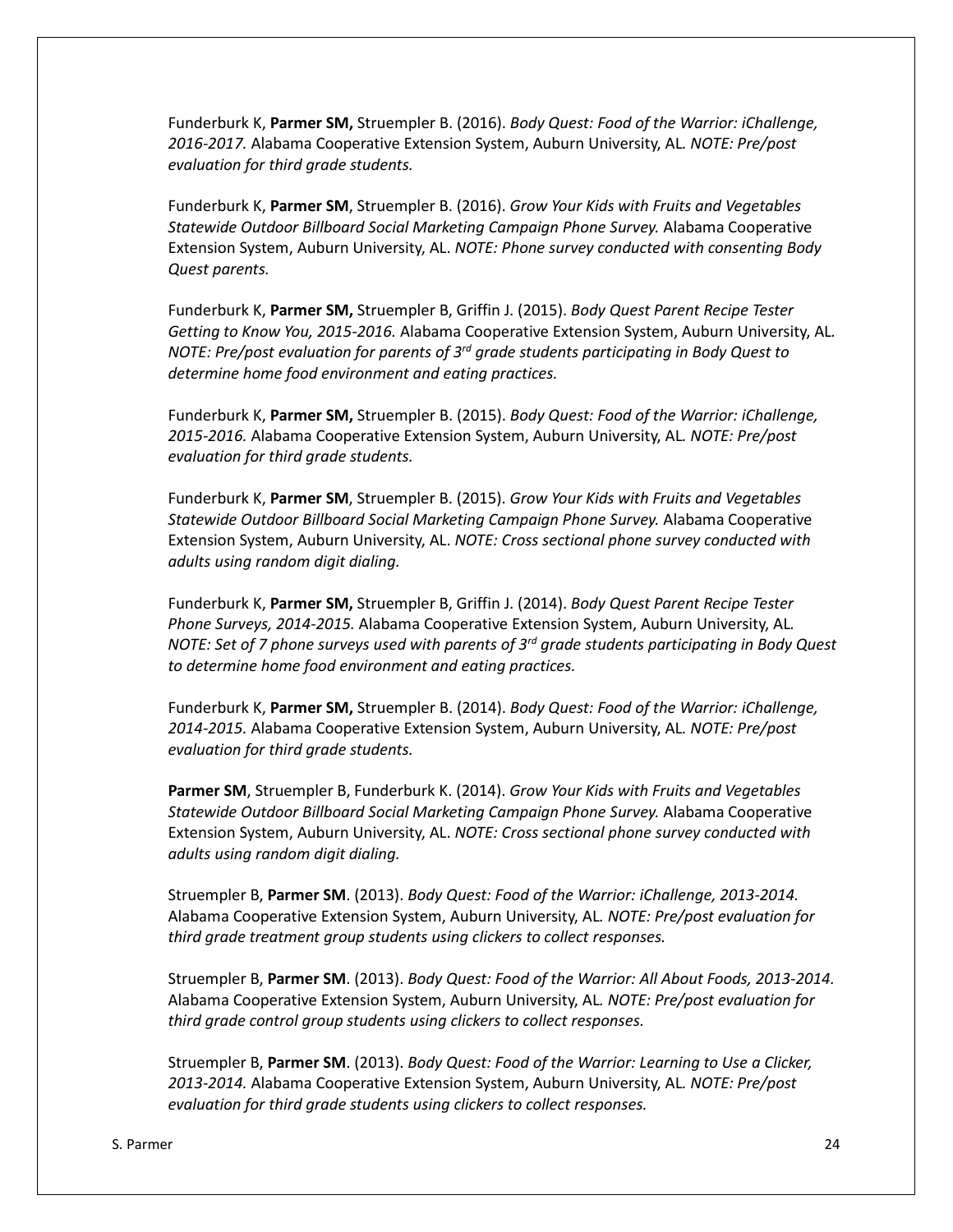Funderburk K, **Parmer SM,** Struempler B. (2016). *Body Quest: Food of the Warrior: iChallenge, 2016-2017.* Alabama Cooperative Extension System, Auburn University, AL*. NOTE: Pre/post evaluation for third grade students.*

Funderburk K, **Parmer SM**, Struempler B. (2016). *Grow Your Kids with Fruits and Vegetables Statewide Outdoor Billboard Social Marketing Campaign Phone Survey.* Alabama Cooperative Extension System, Auburn University, AL. *NOTE: Phone survey conducted with consenting Body Quest parents.*

Funderburk K, **Parmer SM,** Struempler B, Griffin J. (2015). *Body Quest Parent Recipe Tester Getting to Know You, 2015-2016.* Alabama Cooperative Extension System, Auburn University, AL*. NOTE: Pre/post evaluation for parents of 3rd grade students participating in Body Quest to determine home food environment and eating practices.*

Funderburk K, **Parmer SM,** Struempler B. (2015). *Body Quest: Food of the Warrior: iChallenge, 2015-2016.* Alabama Cooperative Extension System, Auburn University, AL*. NOTE: Pre/post evaluation for third grade students.*

Funderburk K, **Parmer SM**, Struempler B. (2015). *Grow Your Kids with Fruits and Vegetables Statewide Outdoor Billboard Social Marketing Campaign Phone Survey.* Alabama Cooperative Extension System, Auburn University, AL. *NOTE: Cross sectional phone survey conducted with adults using random digit dialing.*

Funderburk K, **Parmer SM,** Struempler B, Griffin J. (2014). *Body Quest Parent Recipe Tester Phone Surveys, 2014-2015.* Alabama Cooperative Extension System, Auburn University, AL*. NOTE: Set of 7 phone surveys used with parents of 3rd grade students participating in Body Quest to determine home food environment and eating practices.*

Funderburk K, **Parmer SM,** Struempler B. (2014). *Body Quest: Food of the Warrior: iChallenge, 2014-2015.* Alabama Cooperative Extension System, Auburn University, AL*. NOTE: Pre/post evaluation for third grade students.*

**Parmer SM**, Struempler B, Funderburk K. (2014). *Grow Your Kids with Fruits and Vegetables Statewide Outdoor Billboard Social Marketing Campaign Phone Survey.* Alabama Cooperative Extension System, Auburn University, AL. *NOTE: Cross sectional phone survey conducted with adults using random digit dialing.*

Struempler B, **Parmer SM**. (2013). *Body Quest: Food of the Warrior: iChallenge, 2013-2014.* Alabama Cooperative Extension System, Auburn University, AL*. NOTE: Pre/post evaluation for third grade treatment group students using clickers to collect responses.*

Struempler B, **Parmer SM**. (2013). *Body Quest: Food of the Warrior: All About Foods, 2013-2014.* Alabama Cooperative Extension System, Auburn University, AL*. NOTE: Pre/post evaluation for third grade control group students using clickers to collect responses.*

Struempler B, **Parmer SM**. (2013). *Body Quest: Food of the Warrior: Learning to Use a Clicker, 2013-2014.* Alabama Cooperative Extension System, Auburn University, AL*. NOTE: Pre/post evaluation for third grade students using clickers to collect responses.*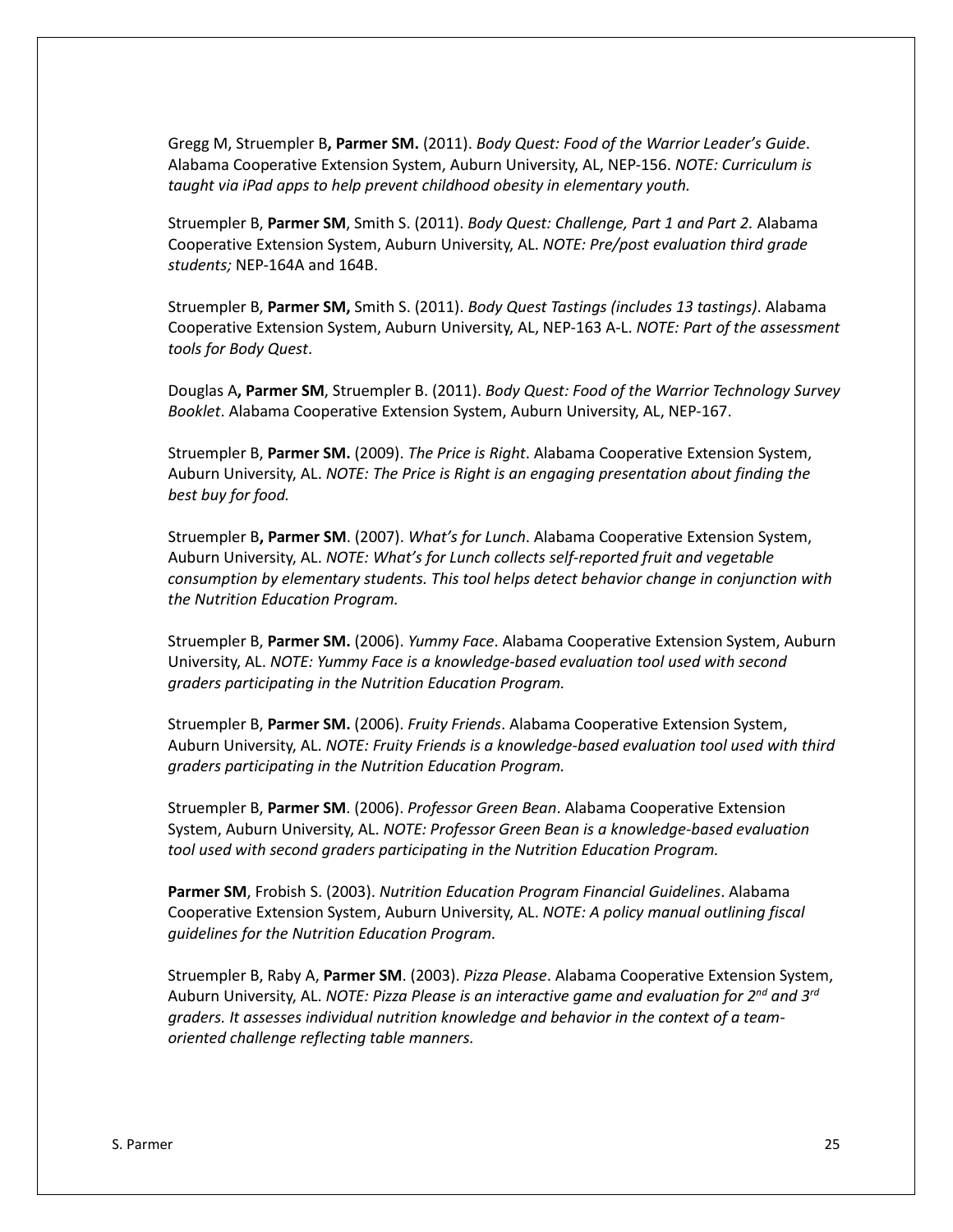Gregg M, Struempler B**, Parmer SM.** (2011). *Body Quest: Food of the Warrior Leader's Guide*. Alabama Cooperative Extension System, Auburn University, AL, NEP-156. *NOTE: Curriculum is taught via iPad apps to help prevent childhood obesity in elementary youth.*

Struempler B, **Parmer SM**, Smith S. (2011). *Body Quest: Challenge, Part 1 and Part 2.* Alabama Cooperative Extension System, Auburn University, AL. *NOTE: Pre/post evaluation third grade students;* NEP-164A and 164B.

Struempler B, **Parmer SM,** Smith S. (2011). *Body Quest Tastings (includes 13 tastings)*. Alabama Cooperative Extension System, Auburn University, AL, NEP-163 A-L. *NOTE: Part of the assessment tools for Body Quest*.

Douglas A**, Parmer SM**, Struempler B. (2011). *Body Quest: Food of the Warrior Technology Survey Booklet*. Alabama Cooperative Extension System, Auburn University, AL, NEP-167.

Struempler B, **Parmer SM.** (2009). *The Price is Right*. Alabama Cooperative Extension System, Auburn University, AL. *NOTE: The Price is Right is an engaging presentation about finding the best buy for food.*

Struempler B**, Parmer SM**. (2007). *What's for Lunch*. Alabama Cooperative Extension System, Auburn University, AL. *NOTE: What's for Lunch collects self-reported fruit and vegetable consumption by elementary students. This tool helps detect behavior change in conjunction with the Nutrition Education Program.*

Struempler B, **Parmer SM.** (2006). *Yummy Face*. Alabama Cooperative Extension System, Auburn University, AL. *NOTE: Yummy Face is a knowledge-based evaluation tool used with second graders participating in the Nutrition Education Program.*

Struempler B, **Parmer SM.** (2006). *Fruity Friends*. Alabama Cooperative Extension System, Auburn University, AL. *NOTE: Fruity Friends is a knowledge-based evaluation tool used with third graders participating in the Nutrition Education Program.*

Struempler B, **Parmer SM**. (2006). *Professor Green Bean*. Alabama Cooperative Extension System, Auburn University, AL. *NOTE: Professor Green Bean is a knowledge-based evaluation tool used with second graders participating in the Nutrition Education Program.*

**Parmer SM**, Frobish S. (2003). *Nutrition Education Program Financial Guidelines*. Alabama Cooperative Extension System, Auburn University, AL. *NOTE: A policy manual outlining fiscal guidelines for the Nutrition Education Program.*

Struempler B, Raby A, **Parmer SM**. (2003). *Pizza Please*. Alabama Cooperative Extension System, Auburn University, AL. *NOTE: Pizza Please is an interactive game and evaluation for 2nd and 3rd graders. It assesses individual nutrition knowledge and behavior in the context of a team-oriented challenge reflecting table manners.*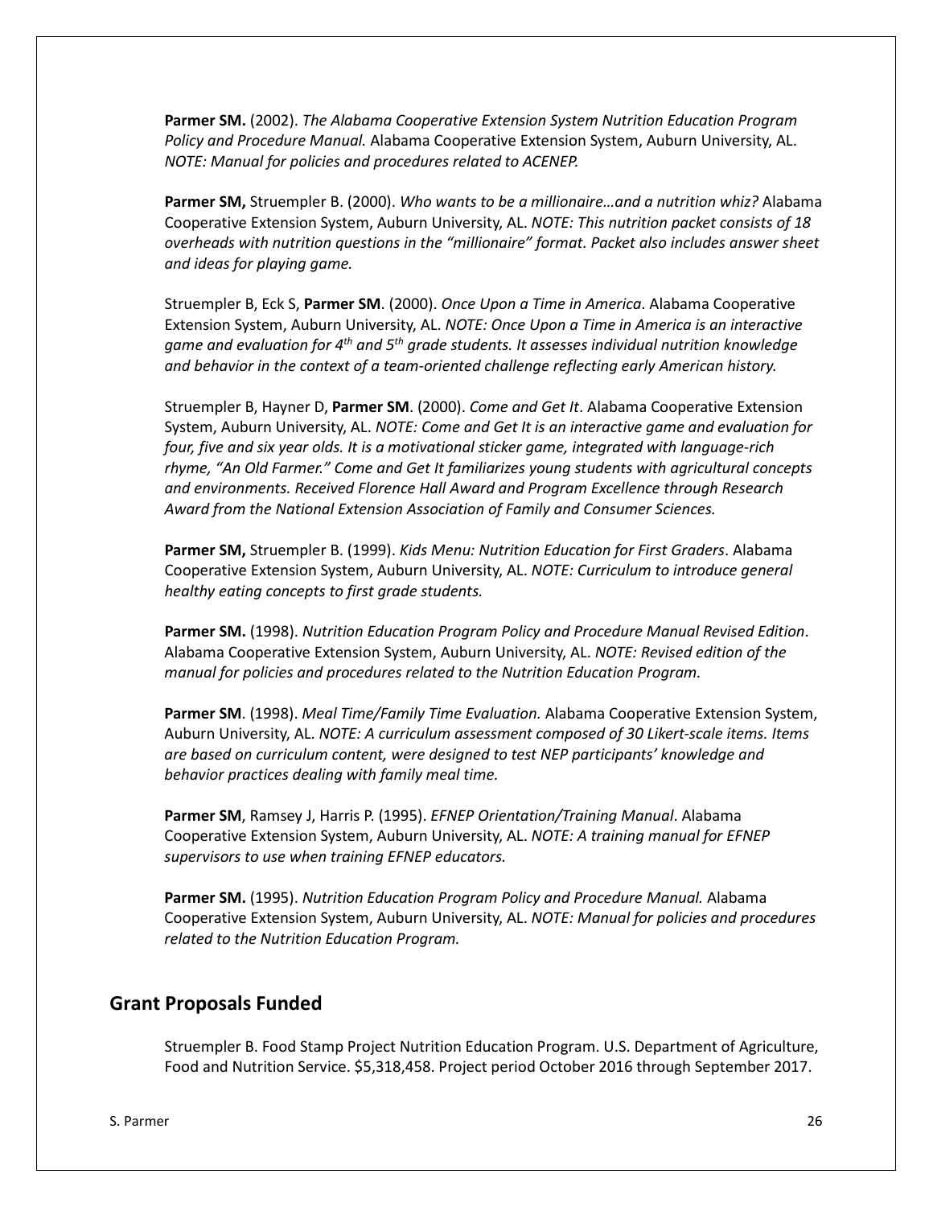**Parmer SM.** (2002). *The Alabama Cooperative Extension System Nutrition Education Program Policy and Procedure Manual.* Alabama Cooperative Extension System, Auburn University, AL. *NOTE: Manual for policies and procedures related to ACENEP.*

**Parmer SM,** Struempler B. (2000). *Who wants to be a millionaire…and a nutrition whiz?* Alabama Cooperative Extension System, Auburn University, AL. *NOTE: This nutrition packet consists of 18 overheads with nutrition questions in the "millionaire" format. Packet also includes answer sheet and ideas for playing game.*

Struempler B, Eck S, **Parmer SM**. (2000). *Once Upon a Time in America*. Alabama Cooperative Extension System, Auburn University, AL. *NOTE: Once Upon a Time in America is an interactive game and evaluation for 4th and 5th grade students. It assesses individual nutrition knowledge and behavior in the context of a team-oriented challenge reflecting early American history.*

Struempler B, Hayner D, **Parmer SM**. (2000). *Come and Get It*. Alabama Cooperative Extension System, Auburn University, AL. *NOTE: Come and Get It is an interactive game and evaluation for four, five and six year olds. It is a motivational sticker game, integrated with language-rich rhyme, "An Old Farmer." Come and Get It familiarizes young students with agricultural concepts and environments. Received Florence Hall Award and Program Excellence through Research Award from the National Extension Association of Family and Consumer Sciences.*

**Parmer SM,** Struempler B. (1999). *Kids Menu: Nutrition Education for First Graders*. Alabama Cooperative Extension System, Auburn University, AL. *NOTE: Curriculum to introduce general healthy eating concepts to first grade students.*

**Parmer SM.** (1998). *Nutrition Education Program Policy and Procedure Manual Revised Edition*. Alabama Cooperative Extension System, Auburn University, AL. *NOTE: Revised edition of the manual for policies and procedures related to the Nutrition Education Program.*

**Parmer SM**. (1998). *Meal Time/Family Time Evaluation.* Alabama Cooperative Extension System, Auburn University, AL. *NOTE: A curriculum assessment composed of 30 Likert-scale items. Items are based on curriculum content, were designed to test NEP participants' knowledge and behavior practices dealing with family meal time.*

**Parmer SM**, Ramsey J, Harris P. (1995). *EFNEP Orientation/Training Manual*. Alabama Cooperative Extension System, Auburn University, AL. *NOTE: A training manual for EFNEP supervisors to use when training EFNEP educators.*

**Parmer SM.** (1995). *Nutrition Education Program Policy and Procedure Manual.* Alabama Cooperative Extension System, Auburn University, AL. *NOTE: Manual for policies and procedures related to the Nutrition Education Program.*

## Grant Proposals Funded

Struempler B. Food Stamp Project Nutrition Education Program. U.S. Department of Agriculture, Food and Nutrition Service. $5,318,458. Project period October 2016 through September 2017.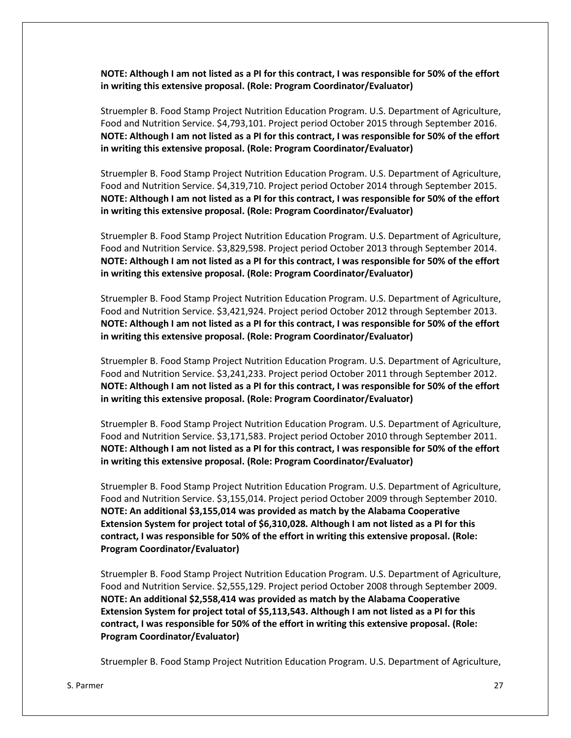**NOTE: Although I am not listed as a PI for this contract, I was responsible for 50% of the effort in writing this extensive proposal. (Role: Program Coordinator/Evaluator)**

Struempler B. Food Stamp Project Nutrition Education Program. U.S. Department of Agriculture, Food and Nutrition Service. $4,793,101. Project period October 2015 through September 2016. **NOTE: Although I am not listed as a PI for this contract, I was responsible for 50% of the effort in writing this extensive proposal. (Role: Program Coordinator/Evaluator)**

Struempler B. Food Stamp Project Nutrition Education Program. U.S. Department of Agriculture, Food and Nutrition Service. $4,319,710. Project period October 2014 through September 2015. **NOTE: Although I am not listed as a PI for this contract, I was responsible for 50% of the effort in writing this extensive proposal. (Role: Program Coordinator/Evaluator)**

Struempler B. Food Stamp Project Nutrition Education Program. U.S. Department of Agriculture, Food and Nutrition Service. $3,829,598. Project period October 2013 through September 2014. **NOTE: Although I am not listed as a PI for this contract, I was responsible for 50% of the effort in writing this extensive proposal. (Role: Program Coordinator/Evaluator)**

Struempler B. Food Stamp Project Nutrition Education Program. U.S. Department of Agriculture, Food and Nutrition Service. $3,421,924. Project period October 2012 through September 2013. **NOTE: Although I am not listed as a PI for this contract, I was responsible for 50% of the effort in writing this extensive proposal. (Role: Program Coordinator/Evaluator)**

Struempler B. Food Stamp Project Nutrition Education Program. U.S. Department of Agriculture, Food and Nutrition Service. $3,241,233. Project period October 2011 through September 2012. **NOTE: Although I am not listed as a PI for this contract, I was responsible for 50% of the effort in writing this extensive proposal. (Role: Program Coordinator/Evaluator)**

Struempler B. Food Stamp Project Nutrition Education Program. U.S. Department of Agriculture, Food and Nutrition Service. $3,171,583. Project period October 2010 through September 2011. **NOTE: Although I am not listed as a PI for this contract, I was responsible for 50% of the effort in writing this extensive proposal. (Role: Program Coordinator/Evaluator)**

Struempler B. Food Stamp Project Nutrition Education Program. U.S. Department of Agriculture, Food and Nutrition Service. $3,155,014. Project period October 2009 through September 2010. **NOTE: An additional $3,155,014 was provided as match by the Alabama Cooperative Extension System for project total of $6,310,028. Although I am not listed as a PI for this contract, I was responsible for 50% of the effort in writing this extensive proposal. (Role: Program Coordinator/Evaluator)**

Struempler B. Food Stamp Project Nutrition Education Program. U.S. Department of Agriculture, Food and Nutrition Service. $2,555,129. Project period October 2008 through September 2009. **NOTE: An additional $2,558,414 was provided as match by the Alabama Cooperative Extension System for project total of $5,113,543. Although I am not listed as a PI for this contract, I was responsible for 50% of the effort in writing this extensive proposal. (Role: Program Coordinator/Evaluator)**

Struempler B. Food Stamp Project Nutrition Education Program. U.S. Department of Agriculture,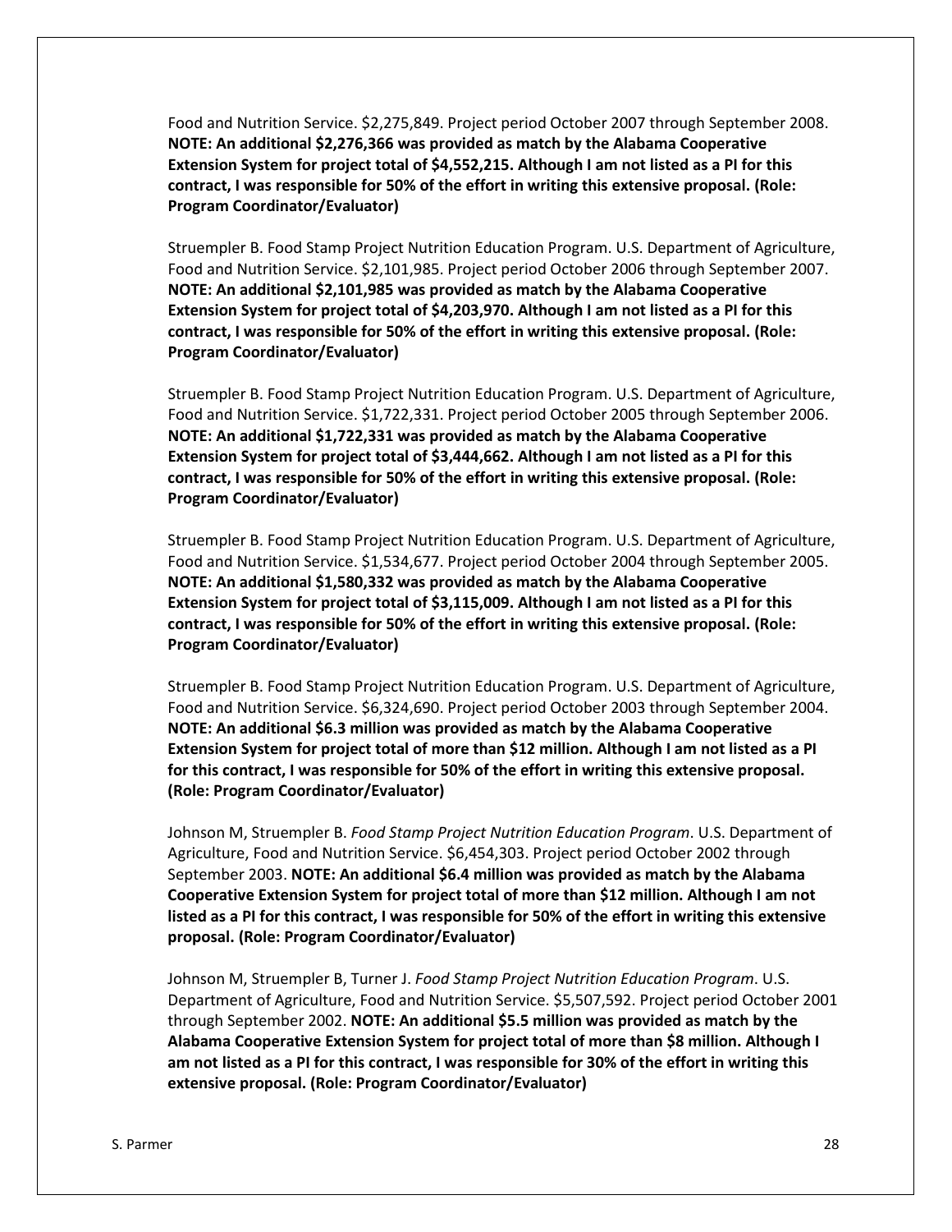Food and Nutrition Service. $2,275,849. Project period October 2007 through September 2008. **NOTE: An additional $2,276,366 was provided as match by the Alabama Cooperative Extension System for project total of $4,552,215. Although I am not listed as a PI for this contract, I was responsible for 50% of the effort in writing this extensive proposal. (Role: Program Coordinator/Evaluator)**

Struempler B. Food Stamp Project Nutrition Education Program. U.S. Department of Agriculture, Food and Nutrition Service. $2,101,985. Project period October 2006 through September 2007. **NOTE: An additional $2,101,985 was provided as match by the Alabama Cooperative Extension System for project total of $4,203,970. Although I am not listed as a PI for this contract, I was responsible for 50% of the effort in writing this extensive proposal. (Role: Program Coordinator/Evaluator)**

Struempler B. Food Stamp Project Nutrition Education Program. U.S. Department of Agriculture, Food and Nutrition Service. $1,722,331. Project period October 2005 through September 2006. **NOTE: An additional $1,722,331 was provided as match by the Alabama Cooperative Extension System for project total of $3,444,662. Although I am not listed as a PI for this contract, I was responsible for 50% of the effort in writing this extensive proposal. (Role: Program Coordinator/Evaluator)**

Struempler B. Food Stamp Project Nutrition Education Program. U.S. Department of Agriculture, Food and Nutrition Service. $1,534,677. Project period October 2004 through September 2005. **NOTE: An additional $1,580,332 was provided as match by the Alabama Cooperative Extension System for project total of $3,115,009. Although I am not listed as a PI for this contract, I was responsible for 50% of the effort in writing this extensive proposal. (Role: Program Coordinator/Evaluator)**

Struempler B. Food Stamp Project Nutrition Education Program. U.S. Department of Agriculture, Food and Nutrition Service. $6,324,690. Project period October 2003 through September 2004. **NOTE: An additional $6.3 million was provided as match by the Alabama Cooperative Extension System for project total of more than $12 million. Although I am not listed as a PI for this contract, I was responsible for 50% of the effort in writing this extensive proposal. (Role: Program Coordinator/Evaluator)**

Johnson M, Struempler B. *Food Stamp Project Nutrition Education Program*. U.S. Department of Agriculture, Food and Nutrition Service. $6,454,303. Project period October 2002 through September 2003. **NOTE: An additional $6.4 million was provided as match by the Alabama Cooperative Extension System for project total of more than $12 million. Although I am not listed as a PI for this contract, I was responsible for 50% of the effort in writing this extensive proposal. (Role: Program Coordinator/Evaluator)**

Johnson M, Struempler B, Turner J. *Food Stamp Project Nutrition Education Program*. U.S. Department of Agriculture, Food and Nutrition Service. $5,507,592. Project period October 2001 through September 2002. **NOTE: An additional $5.5 million was provided as match by the Alabama Cooperative Extension System for project total of more than $8 million. Although I am not listed as a PI for this contract, I was responsible for 30% of the effort in writing this extensive proposal. (Role: Program Coordinator/Evaluator)**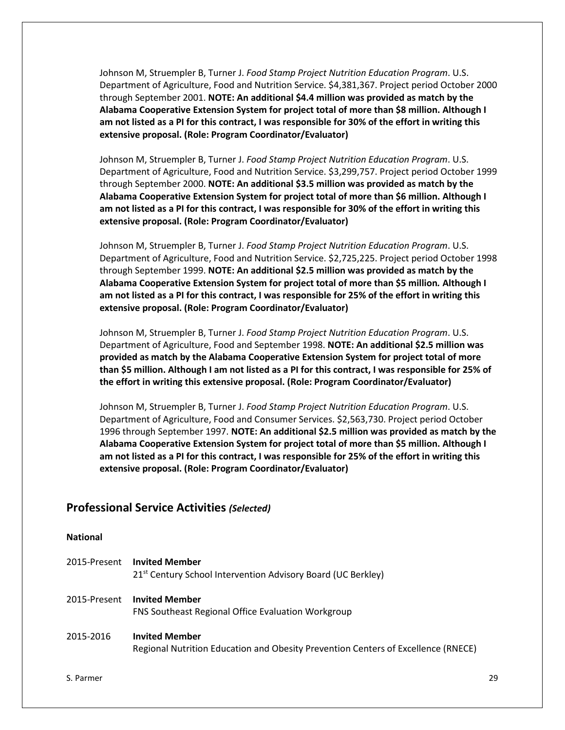Johnson M, Struempler B, Turner J. *Food Stamp Project Nutrition Education Program*. U.S. Department of Agriculture, Food and Nutrition Service. $4,381,367. Project period October 2000 through September 2001. **NOTE: An additional $4.4 million was provided as match by the Alabama Cooperative Extension System for project total of more than $8 million. Although I am not listed as a PI for this contract, I was responsible for 30% of the effort in writing this extensive proposal. (Role: Program Coordinator/Evaluator)**

Johnson M, Struempler B, Turner J. *Food Stamp Project Nutrition Education Program*. U.S. Department of Agriculture, Food and Nutrition Service. $3,299,757. Project period October 1999 through September 2000. **NOTE: An additional $3.5 million was provided as match by the Alabama Cooperative Extension System for project total of more than $6 million. Although I am not listed as a PI for this contract, I was responsible for 30% of the effort in writing this extensive proposal. (Role: Program Coordinator/Evaluator)**

Johnson M, Struempler B, Turner J. *Food Stamp Project Nutrition Education Program*. U.S. Department of Agriculture, Food and Nutrition Service. $2,725,225. Project period October 1998 through September 1999. **NOTE: An additional $2.5 million was provided as match by the Alabama Cooperative Extension System for project total of more than $5 million. Although I am not listed as a PI for this contract, I was responsible for 25% of the effort in writing this extensive proposal. (Role: Program Coordinator/Evaluator)**

Johnson M, Struempler B, Turner J. *Food Stamp Project Nutrition Education Program*. U.S. Department of Agriculture, Food and September 1998. **NOTE: An additional $2.5 million was provided as match by the Alabama Cooperative Extension System for project total of more than $5 million. Although I am not listed as a PI for this contract, I was responsible for 25% of the effort in writing this extensive proposal. (Role: Program Coordinator/Evaluator)**

Johnson M, Struempler B, Turner J. *Food Stamp Project Nutrition Education Program*. U.S. Department of Agriculture, Food and Consumer Services. $2,563,730. Project period October 1996 through September 1997. **NOTE: An additional $2.5 million was provided as match by the Alabama Cooperative Extension System for project total of more than $5 million. Although I am not listed as a PI for this contract, I was responsible for 25% of the effort in writing this extensive proposal. (Role: Program Coordinator/Evaluator)**

## Professional Service Activities *(Selected)*

**National**

2015-Present **Invited Member**
21st Century School Intervention Advisory Board (UC Berkley)

2015-Present **Invited Member**
FNS Southeast Regional Office Evaluation Workgroup

2015-2016 **Invited Member**
Regional Nutrition Education and Obesity Prevention Centers of Excellence (RNECE)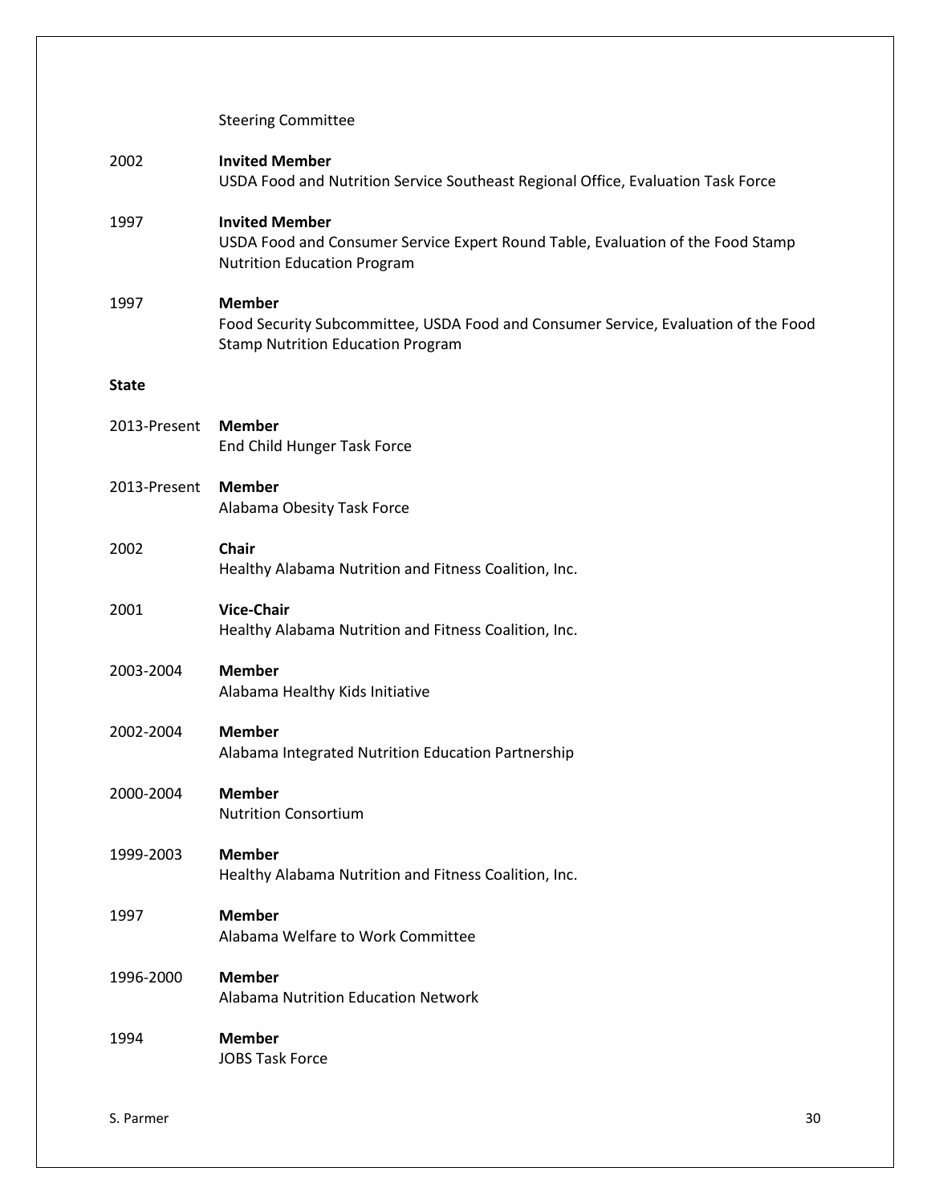Steering Committee

2002 **Invited Member**
USDA Food and Nutrition Service Southeast Regional Office, Evaluation Task Force

1997 **Invited Member**
USDA Food and Consumer Service Expert Round Table, Evaluation of the Food Stamp Nutrition Education Program

1997 **Member**
Food Security Subcommittee, USDA Food and Consumer Service, Evaluation of the Food Stamp Nutrition Education Program

**State**

2013-Present **Member**
End Child Hunger Task Force

2013-Present **Member**
Alabama Obesity Task Force

2002 **Chair**
Healthy Alabama Nutrition and Fitness Coalition, Inc.

2001 **Vice-Chair**
Healthy Alabama Nutrition and Fitness Coalition, Inc.

2003-2004 **Member**
Alabama Healthy Kids Initiative

2002-2004 **Member**
Alabama Integrated Nutrition Education Partnership

2000-2004 **Member**
Nutrition Consortium

1999-2003 **Member**
Healthy Alabama Nutrition and Fitness Coalition, Inc.

1997 **Member**
Alabama Welfare to Work Committee

1996-2000 **Member**
Alabama Nutrition Education Network

1994 **Member**
JOBS Task Force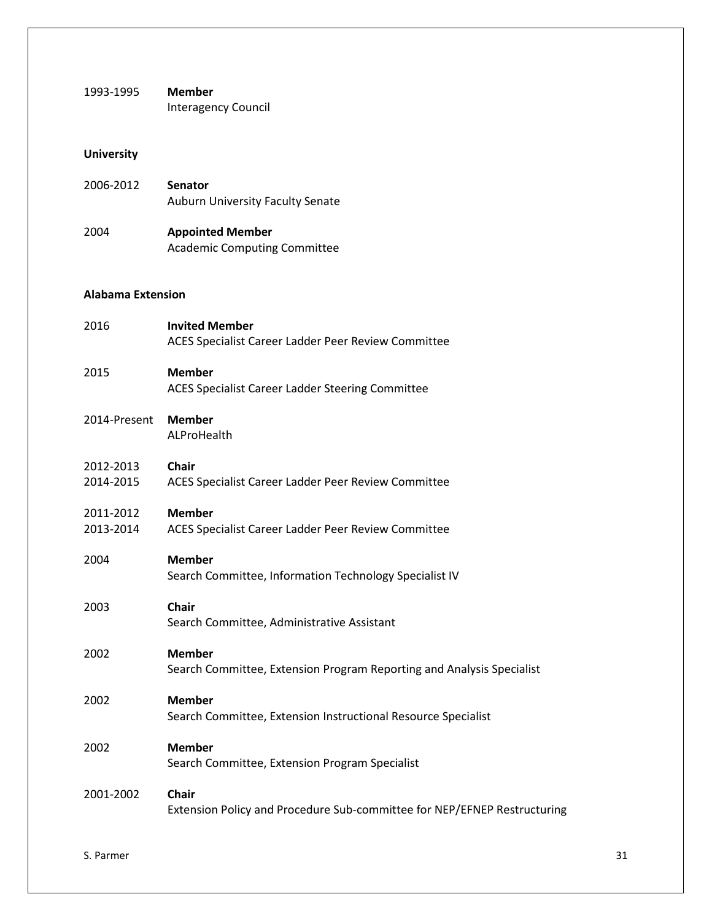1993-1995 **Member**
Interagency Council

**University**

2006-2012 **Senator**
Auburn University Faculty Senate

2004 **Appointed Member**
Academic Computing Committee

**Alabama Extension**

2016 **Invited Member**
ACES Specialist Career Ladder Peer Review Committee

2015 **Member**
ACES Specialist Career Ladder Steering Committee

2014-Present **Member**
ALProHealth

2012-2013
2014-2015 **Chair**
ACES Specialist Career Ladder Peer Review Committee

2011-2012
2013-2014 **Member**
ACES Specialist Career Ladder Peer Review Committee

2004 **Member**
Search Committee, Information Technology Specialist IV

2003 **Chair**
Search Committee, Administrative Assistant

2002 **Member**
Search Committee, Extension Program Reporting and Analysis Specialist

2002 **Member**
Search Committee, Extension Instructional Resource Specialist

2002 **Member**
Search Committee, Extension Program Specialist

2001-2002 **Chair**
Extension Policy and Procedure Sub-committee for NEP/EFNEP Restructuring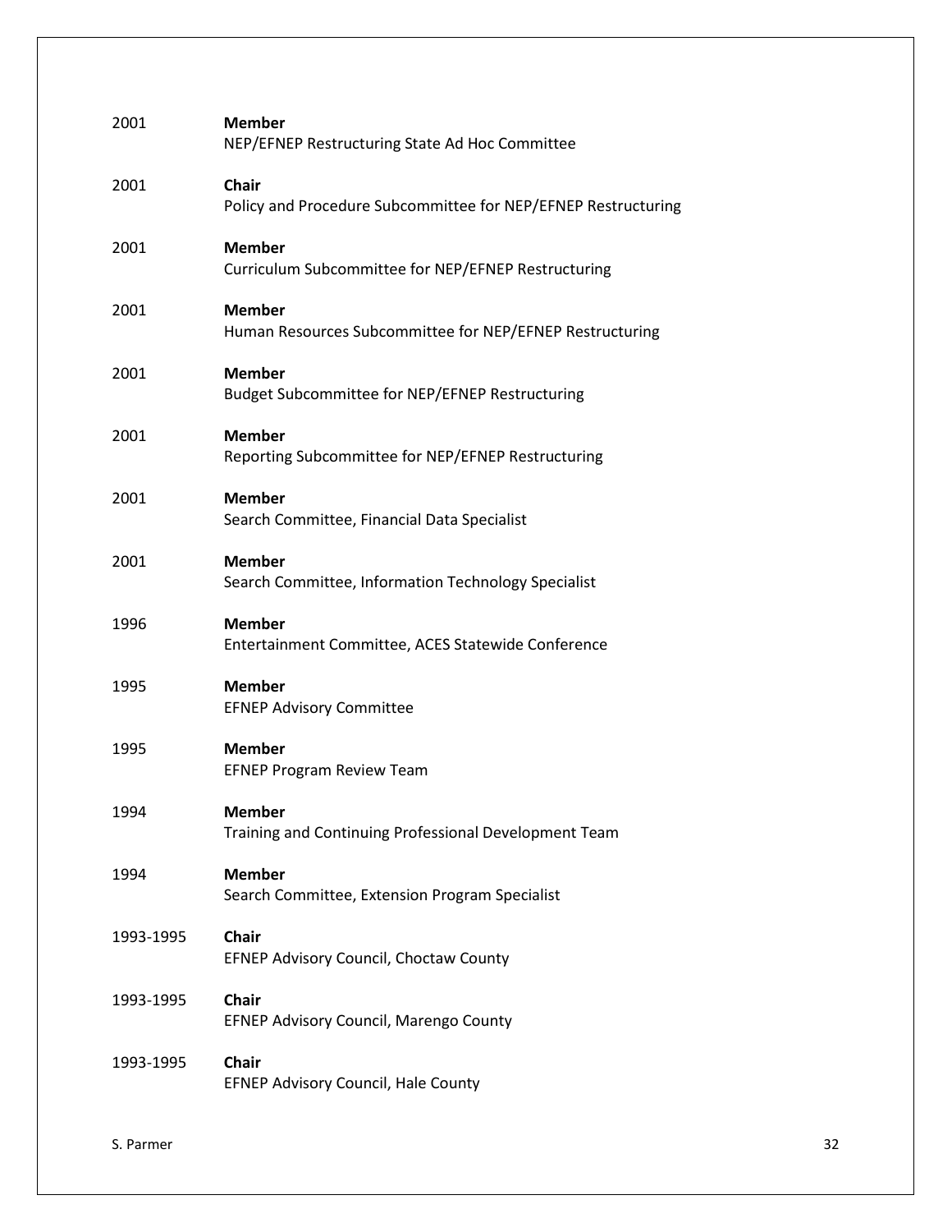2001 **Member**
NEP/EFNEP Restructuring State Ad Hoc Committee

2001 **Chair**
Policy and Procedure Subcommittee for NEP/EFNEP Restructuring

2001 **Member**
Curriculum Subcommittee for NEP/EFNEP Restructuring

2001 **Member**
Human Resources Subcommittee for NEP/EFNEP Restructuring

2001 **Member**
Budget Subcommittee for NEP/EFNEP Restructuring

2001 **Member**
Reporting Subcommittee for NEP/EFNEP Restructuring

2001 **Member**
Search Committee, Financial Data Specialist

2001 **Member**
Search Committee, Information Technology Specialist

1996 **Member**
Entertainment Committee, ACES Statewide Conference

1995 **Member**
EFNEP Advisory Committee

1995 **Member**
EFNEP Program Review Team

1994 **Member**
Training and Continuing Professional Development Team

1994 **Member**
Search Committee, Extension Program Specialist

1993-1995 **Chair**
EFNEP Advisory Council, Choctaw County

1993-1995 **Chair**
EFNEP Advisory Council, Marengo County

1993-1995 **Chair**
EFNEP Advisory Council, Hale County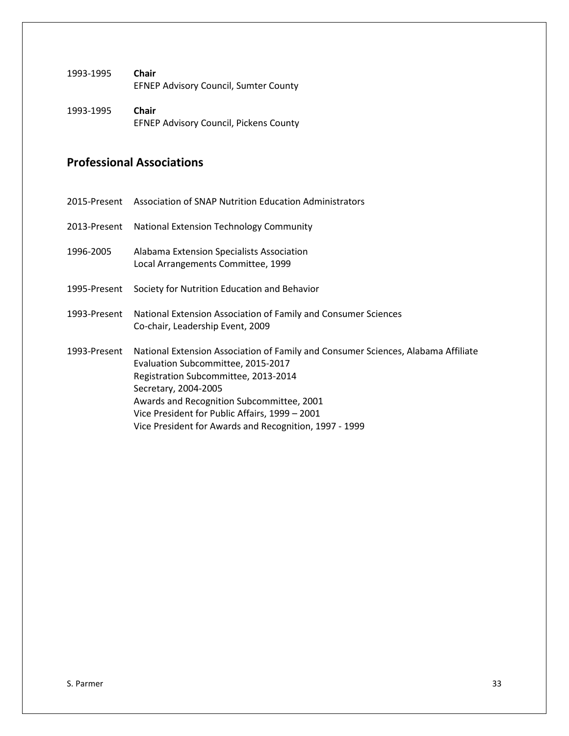1993-1995 **Chair**
EFNEP Advisory Council, Sumter County

1993-1995 **Chair**
EFNEP Advisory Council, Pickens County

## Professional Associations

2015-Present Association of SNAP Nutrition Education Administrators

2013-Present National Extension Technology Community

1996-2005 Alabama Extension Specialists Association
Local Arrangements Committee, 1999

1995-Present Society for Nutrition Education and Behavior

1993-Present National Extension Association of Family and Consumer Sciences
Co-chair, Leadership Event, 2009

1993-Present National Extension Association of Family and Consumer Sciences, Alabama Affiliate
Evaluation Subcommittee, 2015-2017
Registration Subcommittee, 2013-2014
Secretary, 2004-2005
Awards and Recognition Subcommittee, 2001
Vice President for Public Affairs, 1999 – 2001
Vice President for Awards and Recognition, 1997 - 1999